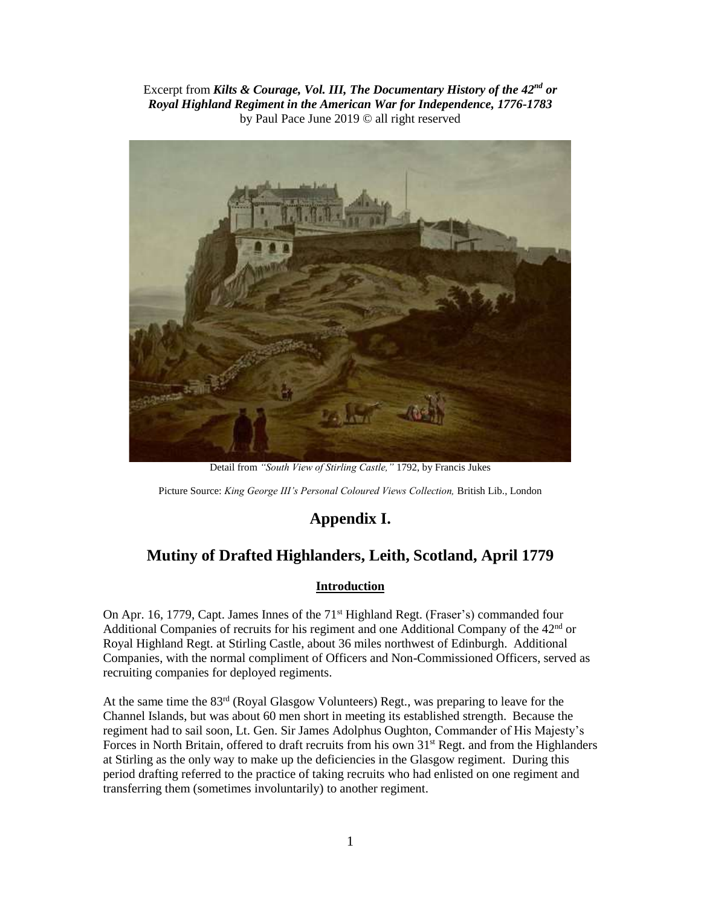Excerpt from ***Kilts & Courage, Vol. III, The Documentary History of the 42nd or Royal Highland Regiment in the American War for Independence, 1776-1783*** by Paul Pace June 2019 © all right reserved

Detail from *"South View of Stirling Castle,"* 1792, by Francis Jukes

Picture Source: *King George III's Personal Coloured Views Collection,* British Lib., London

# Appendix I.

# Mutiny of Drafted Highlanders, Leith, Scotland, April 1779

## Introduction

On Apr. 16, 1779, Capt. James Innes of the 71st Highland Regt. (Fraser's) commanded four Additional Companies of recruits for his regiment and one Additional Company of the 42nd or Royal Highland Regt. at Stirling Castle, about 36 miles northwest of Edinburgh. Additional Companies, with the normal compliment of Officers and Non-Commissioned Officers, served as recruiting companies for deployed regiments.

At the same time the 83rd (Royal Glasgow Volunteers) Regt., was preparing to leave for the Channel Islands, but was about 60 men short in meeting its established strength. Because the regiment had to sail soon, Lt. Gen. Sir James Adolphus Oughton, Commander of His Majesty's Forces in North Britain, offered to draft recruits from his own 31st Regt. and from the Highlanders at Stirling as the only way to make up the deficiencies in the Glasgow regiment. During this period drafting referred to the practice of taking recruits who had enlisted on one regiment and transferring them (sometimes involuntarily) to another regiment.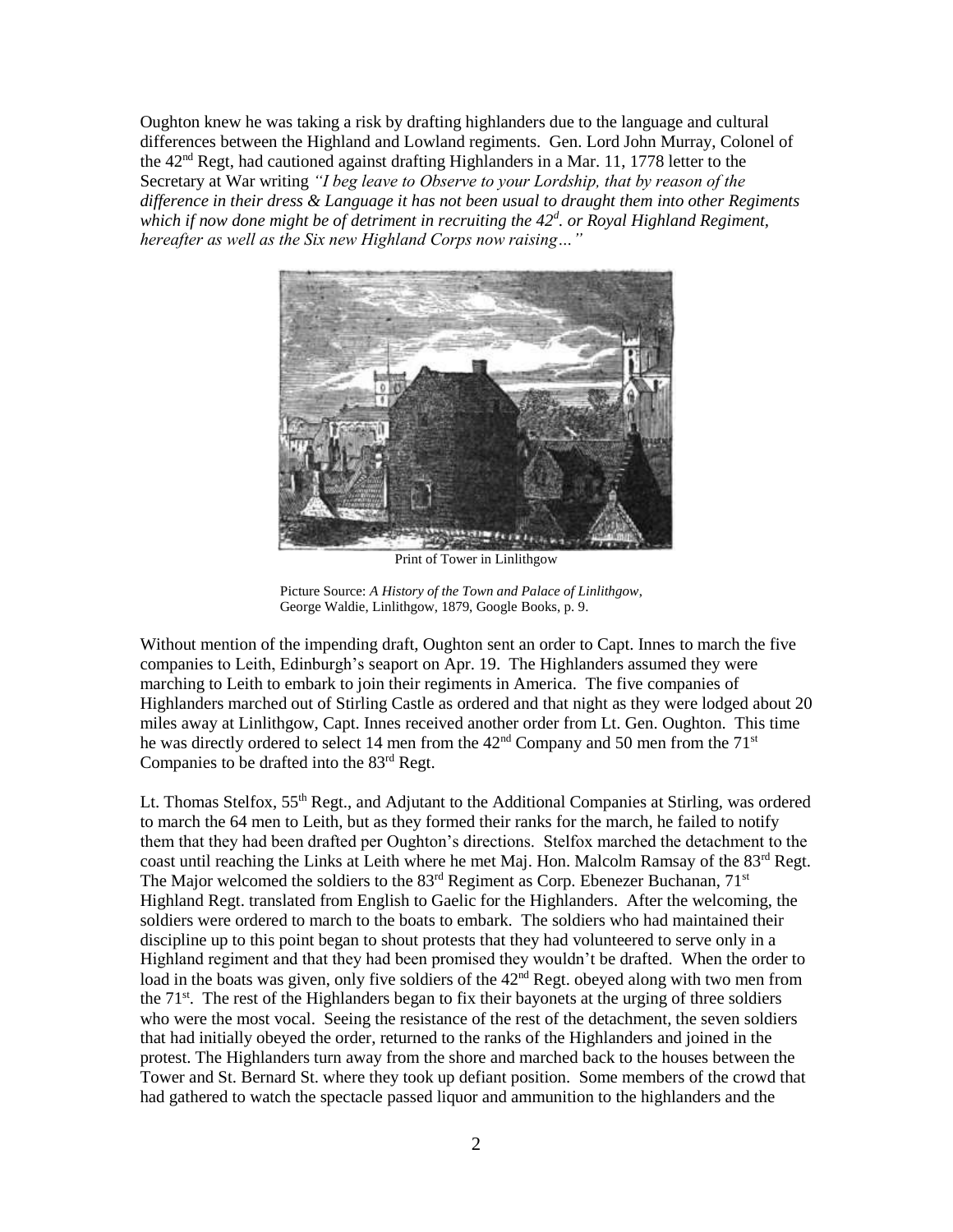Oughton knew he was taking a risk by drafting highlanders due to the language and cultural differences between the Highland and Lowland regiments. Gen. Lord John Murray, Colonel of the 42nd Regt, had cautioned against drafting Highlanders in a Mar. 11, 1778 letter to the Secretary at War writing *"I beg leave to Observe to your Lordship, that by reason of the difference in their dress & Language it has not been usual to draught them into other Regiments which if now done might be of detriment in recruiting the 42d. or Royal Highland Regiment, hereafter as well as the Six new Highland Corps now raising…"*

Print of Tower in Linlithgow

Picture Source: *A History of the Town and Palace of Linlithgow*, George Waldie, Linlithgow, 1879, Google Books, p. 9.

Without mention of the impending draft, Oughton sent an order to Capt. Innes to march the five companies to Leith, Edinburgh's seaport on Apr. 19. The Highlanders assumed they were marching to Leith to embark to join their regiments in America. The five companies of Highlanders marched out of Stirling Castle as ordered and that night as they were lodged about 20 miles away at Linlithgow, Capt. Innes received another order from Lt. Gen. Oughton. This time he was directly ordered to select 14 men from the 42nd Company and 50 men from the 71st Companies to be drafted into the 83rd Regt.

Lt. Thomas Stelfox, 55th Regt., and Adjutant to the Additional Companies at Stirling, was ordered to march the 64 men to Leith, but as they formed their ranks for the march, he failed to notify them that they had been drafted per Oughton's directions. Stelfox marched the detachment to the coast until reaching the Links at Leith where he met Maj. Hon. Malcolm Ramsay of the 83rd Regt. The Major welcomed the soldiers to the 83rd Regiment as Corp. Ebenezer Buchanan, 71st Highland Regt. translated from English to Gaelic for the Highlanders. After the welcoming, the soldiers were ordered to march to the boats to embark. The soldiers who had maintained their discipline up to this point began to shout protests that they had volunteered to serve only in a Highland regiment and that they had been promised they wouldn't be drafted. When the order to load in the boats was given, only five soldiers of the 42nd Regt. obeyed along with two men from the 71st. The rest of the Highlanders began to fix their bayonets at the urging of three soldiers who were the most vocal. Seeing the resistance of the rest of the detachment, the seven soldiers that had initially obeyed the order, returned to the ranks of the Highlanders and joined in the protest. The Highlanders turn away from the shore and marched back to the houses between the Tower and St. Bernard St. where they took up defiant position. Some members of the crowd that had gathered to watch the spectacle passed liquor and ammunition to the highlanders and the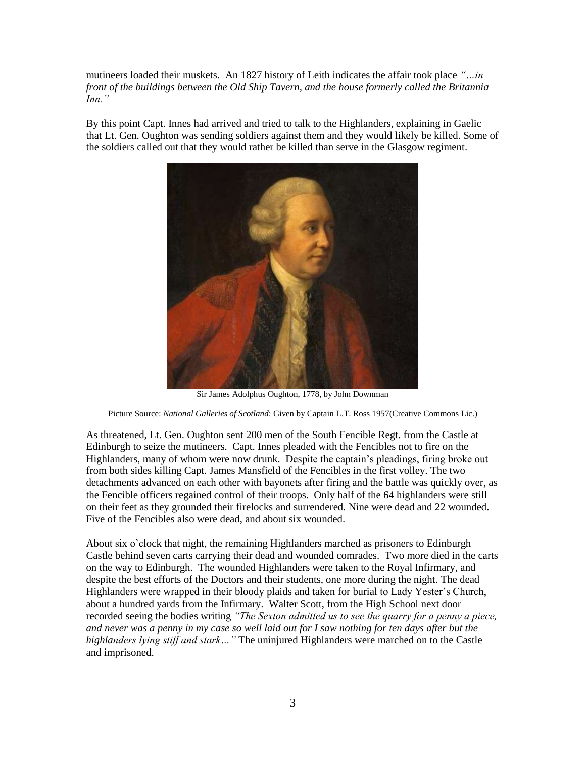mutineers loaded their muskets. An 1827 history of Leith indicates the affair took place *"…in front of the buildings between the Old Ship Tavern, and the house formerly called the Britannia Inn."*

By this point Capt. Innes had arrived and tried to talk to the Highlanders, explaining in Gaelic that Lt. Gen. Oughton was sending soldiers against them and they would likely be killed. Some of the soldiers called out that they would rather be killed than serve in the Glasgow regiment.

Sir James Adolphus Oughton, 1778, by John Downman

Picture Source: *National Galleries of Scotland*: Given by Captain L.T. Ross 1957(Creative Commons Lic.)

As threatened, Lt. Gen. Oughton sent 200 men of the South Fencible Regt. from the Castle at Edinburgh to seize the mutineers. Capt. Innes pleaded with the Fencibles not to fire on the Highlanders, many of whom were now drunk. Despite the captain's pleadings, firing broke out from both sides killing Capt. James Mansfield of the Fencibles in the first volley. The two detachments advanced on each other with bayonets after firing and the battle was quickly over, as the Fencible officers regained control of their troops. Only half of the 64 highlanders were still on their feet as they grounded their firelocks and surrendered. Nine were dead and 22 wounded. Five of the Fencibles also were dead, and about six wounded.

About six o'clock that night, the remaining Highlanders marched as prisoners to Edinburgh Castle behind seven carts carrying their dead and wounded comrades. Two more died in the carts on the way to Edinburgh. The wounded Highlanders were taken to the Royal Infirmary, and despite the best efforts of the Doctors and their students, one more during the night. The dead Highlanders were wrapped in their bloody plaids and taken for burial to Lady Yester's Church, about a hundred yards from the Infirmary. Walter Scott, from the High School next door recorded seeing the bodies writing *"The Sexton admitted us to see the quarry for a penny a piece, and never was a penny in my case so well laid out for I saw nothing for ten days after but the highlanders lying stiff and stark…"* The uninjured Highlanders were marched on to the Castle and imprisoned.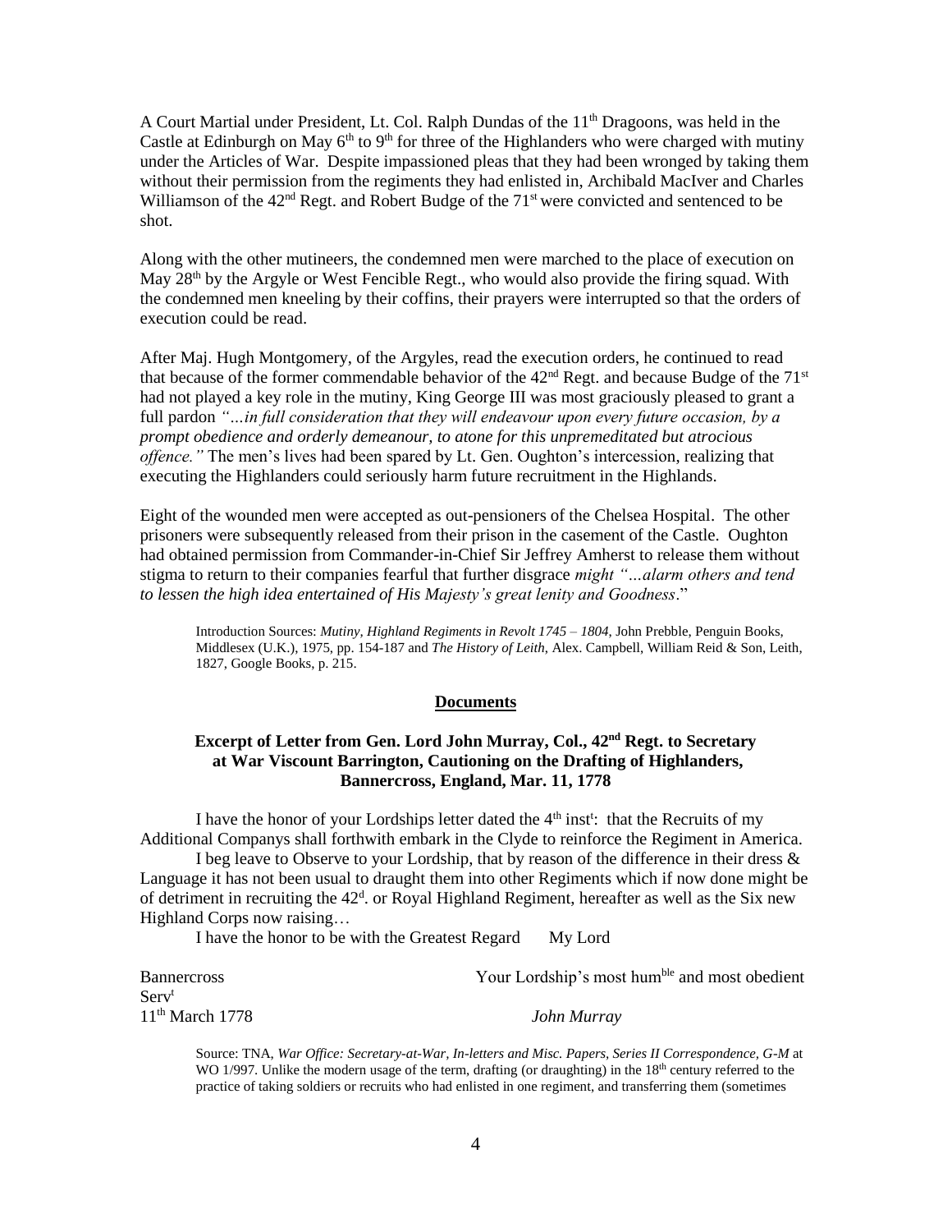A Court Martial under President, Lt. Col. Ralph Dundas of the 11th Dragoons, was held in the Castle at Edinburgh on May 6th to 9th for three of the Highlanders who were charged with mutiny under the Articles of War. Despite impassioned pleas that they had been wronged by taking them without their permission from the regiments they had enlisted in, Archibald MacIver and Charles Williamson of the 42nd Regt. and Robert Budge of the 71st were convicted and sentenced to be shot.

Along with the other mutineers, the condemned men were marched to the place of execution on May 28th by the Argyle or West Fencible Regt., who would also provide the firing squad. With the condemned men kneeling by their coffins, their prayers were interrupted so that the orders of execution could be read.

After Maj. Hugh Montgomery, of the Argyles, read the execution orders, he continued to read that because of the former commendable behavior of the 42nd Regt. and because Budge of the 71st had not played a key role in the mutiny, King George III was most graciously pleased to grant a full pardon *"…in full consideration that they will endeavour upon every future occasion, by a prompt obedience and orderly demeanour, to atone for this unpremeditated but atrocious offence."* The men's lives had been spared by Lt. Gen. Oughton's intercession, realizing that executing the Highlanders could seriously harm future recruitment in the Highlands.

Eight of the wounded men were accepted as out-pensioners of the Chelsea Hospital. The other prisoners were subsequently released from their prison in the casement of the Castle. Oughton had obtained permission from Commander-in-Chief Sir Jeffrey Amherst to release them without stigma to return to their companies fearful that further disgrace *might "…alarm others and tend to lessen the high idea entertained of His Majesty's great lenity and Goodness*."

> Introduction Sources: *Mutiny, Highland Regiments in Revolt 1745 – 1804*, John Prebble, Penguin Books, Middlesex (U.K.), 1975, pp. 154-187 and *The History of Leith*, Alex. Campbell, William Reid & Son, Leith, 1827, Google Books, p. 215.

## Documents

### Excerpt of Letter from Gen. Lord John Murray, Col., 42nd Regt. to Secretary at War Viscount Barrington, Cautioning on the Drafting of Highlanders, Bannercross, England, Mar. 11, 1778

I have the honor of your Lordships letter dated the 4th instt: that the Recruits of my Additional Companys shall forthwith embark in the Clyde to reinforce the Regiment in America.

I beg leave to Observe to your Lordship, that by reason of the difference in their dress & Language it has not been usual to draught them into other Regiments which if now done might be of detriment in recruiting the 42d. or Royal Highland Regiment, hereafter as well as the Six new Highland Corps now raising…

I have the honor to be with the Greatest Regard My Lord

Bannercross  
Your Lordship's most humble and most obedient Servt  
11th March 1778  
*John Murray*

> Source: TNA, *War Office: Secretary-at-War, In-letters and Misc. Papers, Series II Correspondence, G-M* at WO 1/997. Unlike the modern usage of the term, drafting (or draughting) in the 18th century referred to the practice of taking soldiers or recruits who had enlisted in one regiment, and transferring them (sometimes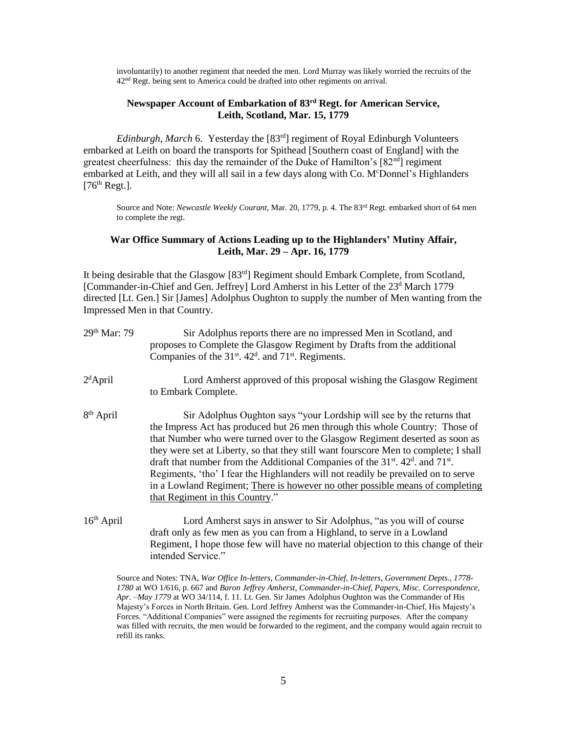involuntarily) to another regiment that needed the men. Lord Murray was likely worried the recruits of the 42nd Regt. being sent to America could be drafted into other regiments on arrival.

### Newspaper Account of Embarkation of 83rd Regt. for American Service, Leith, Scotland, Mar. 15, 1779

*Edinburgh, March* 6. Yesterday the [83rd] regiment of Royal Edinburgh Volunteers embarked at Leith on board the transports for Spithead [Southern coast of England] with the greatest cheerfulness: this day the remainder of the Duke of Hamilton's [82nd] regiment embarked at Leith, and they will all sail in a few days along with Co. McDonnel's Highlanders [76th Regt.].

Source and Note: *Newcastle Weekly Courant*, Mar. 20, 1779, p. 4. The 83rd Regt. embarked short of 64 men to complete the regt.

### War Office Summary of Actions Leading up to the Highlanders' Mutiny Affair, Leith, Mar. 29 – Apr. 16, 1779

It being desirable that the Glasgow [83rd] Regiment should Embark Complete, from Scotland, [Commander-in-Chief and Gen. Jeffrey] Lord Amherst in his Letter of the 23d March 1779 directed [Lt. Gen.] Sir [James] Adolphus Oughton to supply the number of Men wanting from the Impressed Men in that Country.

29th Mar: 79 — Sir Adolphus reports there are no impressed Men in Scotland, and proposes to Complete the Glasgow Regiment by Drafts from the additional Companies of the 31st. 42d. and 71st. Regiments.

2dApril — Lord Amherst approved of this proposal wishing the Glasgow Regiment to Embark Complete.

8th April — Sir Adolphus Oughton says "your Lordship will see by the returns that the Impress Act has produced but 26 men through this whole Country: Those of that Number who were turned over to the Glasgow Regiment deserted as soon as they were set at Liberty, so that they still want fourscore Men to complete; I shall draft that number from the Additional Companies of the 31st. 42d. and 71st. Regiments, 'tho' I fear the Highlanders will not readily be prevailed on to serve in a Lowland Regiment; <u>There is however no other possible means of completing that Regiment in this Country</u>."

16th April — Lord Amherst says in answer to Sir Adolphus, "as you will of course draft only as few men as you can from a Highland, to serve in a Lowland Regiment, I hope those few will have no material objection to this change of their intended Service."

Source and Notes: TNA, *War Office In-letters, Commander-in-Chief, In-letters, Government Depts., 1778-1780* at WO 1/616, p. 667 and *Baron Jeffrey Amherst, Commander-in-Chief, Papers, Misc. Correspondence, Apr. –May 1779* at WO 34/114, f. 11. Lt. Gen. Sir James Adolphus Oughton was the Commander of His Majesty's Forces in North Britain. Gen. Lord Jeffrey Amherst was the Commander-in-Chief, His Majesty's Forces. "Additional Companies" were assigned the regiments for recruiting purposes. After the company was filled with recruits, the men would be forwarded to the regiment, and the company would again recruit to refill its ranks.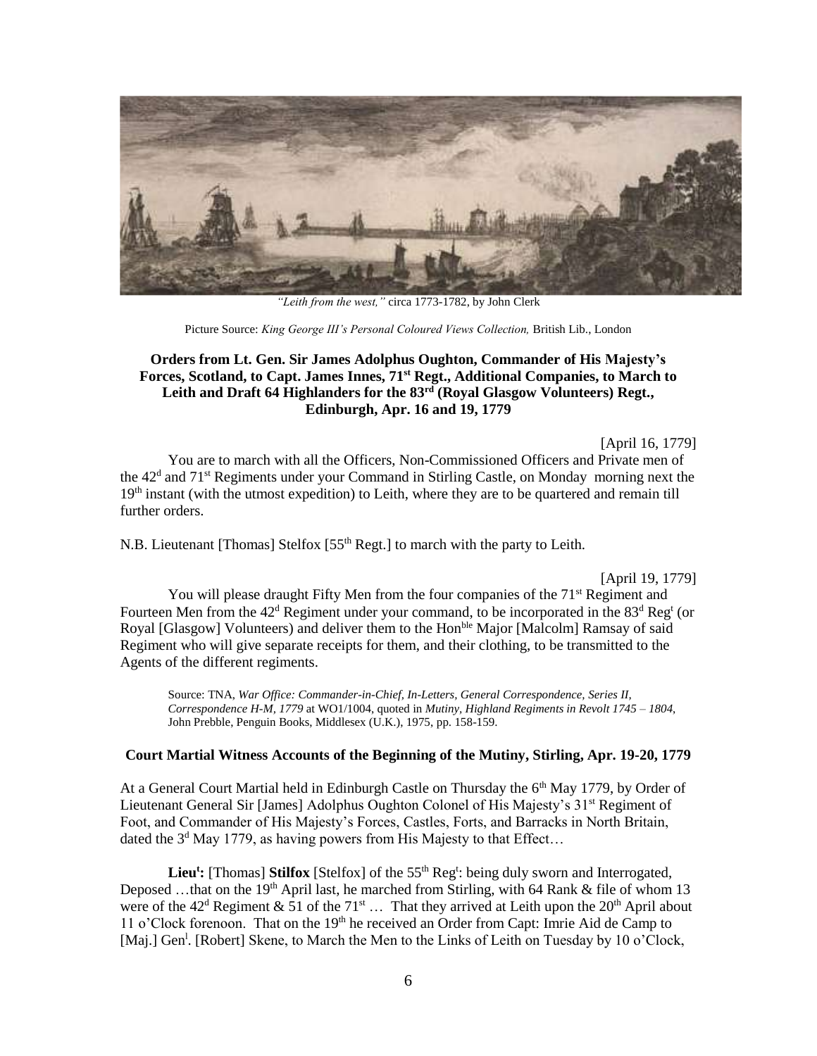*"Leith from the west,"* circa 1773-1782, by John Clerk

Picture Source: *King George III's Personal Coloured Views Collection,* British Lib., London

**Orders from Lt. Gen. Sir James Adolphus Oughton, Commander of His Majesty's Forces, Scotland, to Capt. James Innes, 71st Regt., Additional Companies, to March to Leith and Draft 64 Highlanders for the 83rd (Royal Glasgow Volunteers) Regt., Edinburgh, Apr. 16 and 19, 1779**

[April 16, 1779]

You are to march with all the Officers, Non-Commissioned Officers and Private men of the 42d and 71st Regiments under your Command in Stirling Castle, on Monday morning next the 19th instant (with the utmost expedition) to Leith, where they are to be quartered and remain till further orders.

N.B. Lieutenant [Thomas] Stelfox [55th Regt.] to march with the party to Leith.

[April 19, 1779]

You will please draught Fifty Men from the four companies of the 71st Regiment and Fourteen Men from the 42d Regiment under your command, to be incorporated in the 83d Regt (or Royal [Glasgow] Volunteers) and deliver them to the Honble Major [Malcolm] Ramsay of said Regiment who will give separate receipts for them, and their clothing, to be transmitted to the Agents of the different regiments.

> Source: TNA, *War Office: Commander-in-Chief, In-Letters, General Correspondence, Series II, Correspondence H-M, 1779* at WO1/1004, quoted in *Mutiny, Highland Regiments in Revolt 1745 – 1804*, John Prebble, Penguin Books, Middlesex (U.K.), 1975, pp. 158-159.

**Court Martial Witness Accounts of the Beginning of the Mutiny, Stirling, Apr. 19-20, 1779**

At a General Court Martial held in Edinburgh Castle on Thursday the 6th May 1779, by Order of Lieutenant General Sir [James] Adolphus Oughton Colonel of His Majesty's 31st Regiment of Foot, and Commander of His Majesty's Forces, Castles, Forts, and Barracks in North Britain, dated the 3d May 1779, as having powers from His Majesty to that Effect…

**Lieut: [Thomas] Stilfox** [Stelfox] of the 55th Regt: being duly sworn and Interrogated, Deposed …that on the 19th April last, he marched from Stirling, with 64 Rank & file of whom 13 were of the 42d Regiment & 51 of the 71st … That they arrived at Leith upon the 20th April about 11 o'Clock forenoon. That on the 19th he received an Order from Capt: Imrie Aid de Camp to [Maj.] Genl. [Robert] Skene, to March the Men to the Links of Leith on Tuesday by 10 o'Clock,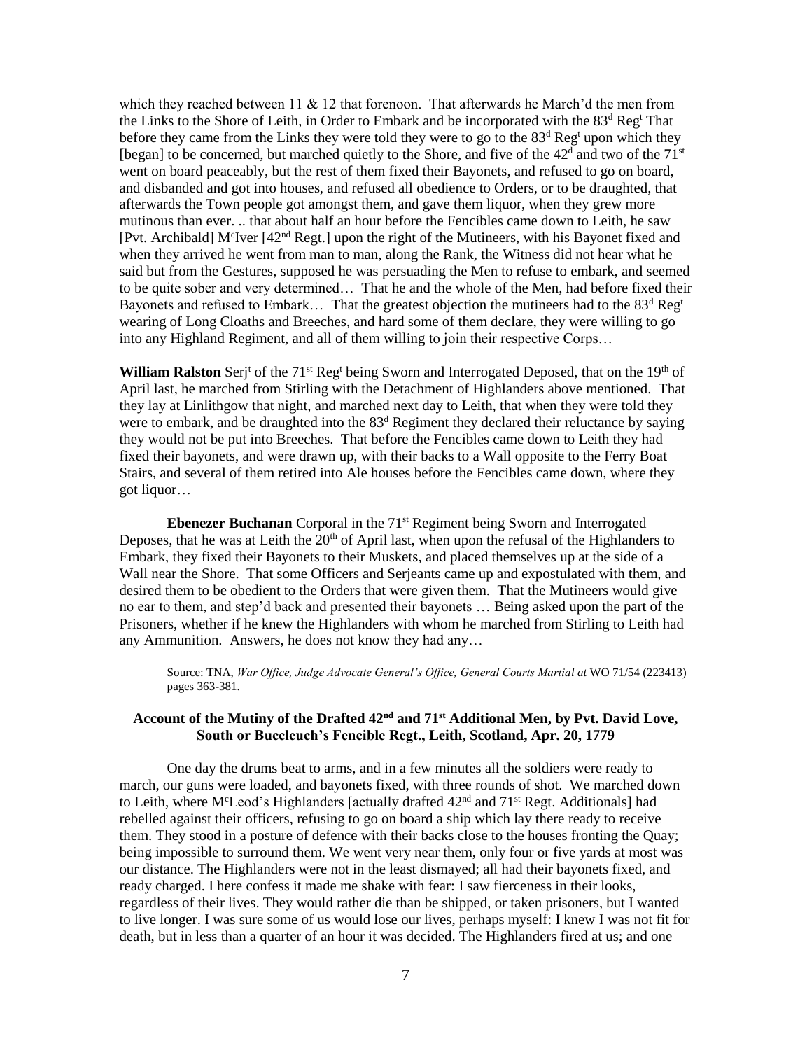which they reached between 11 & 12 that forenoon. That afterwards he March'd the men from the Links to the Shore of Leith, in Order to Embark and be incorporated with the 83[d] Reg[t] That before they came from the Links they were told they were to go to the 83[d] Reg[t] upon which they [began] to be concerned, but marched quietly to the Shore, and five of the 42[d] and two of the 71[st] went on board peaceably, but the rest of them fixed their Bayonets, and refused to go on board, and disbanded and got into houses, and refused all obedience to Orders, or to be draughted, that afterwards the Town people got amongst them, and gave them liquor, when they grew more mutinous than ever. .. that about half an hour before the Fencibles came down to Leith, he saw [Pvt. Archibald] M[c]Iver [42[nd] Regt.] upon the right of the Mutineers, with his Bayonet fixed and when they arrived he went from man to man, along the Rank, the Witness did not hear what he said but from the Gestures, supposed he was persuading the Men to refuse to embark, and seemed to be quite sober and very determined… That he and the whole of the Men, had before fixed their Bayonets and refused to Embark… That the greatest objection the mutineers had to the 83[d] Reg[t] wearing of Long Cloaths and Breeches, and hard some of them declare, they were willing to go into any Highland Regiment, and all of them willing to join their respective Corps…

**William Ralston** Serj[t] of the 71[st] Reg[t] being Sworn and Interrogated Deposed, that on the 19[th] of April last, he marched from Stirling with the Detachment of Highlanders above mentioned. That they lay at Linlithgow that night, and marched next day to Leith, that when they were told they were to embark, and be draughted into the 83[d] Regiment they declared their reluctance by saying they would not be put into Breeches. That before the Fencibles came down to Leith they had fixed their bayonets, and were drawn up, with their backs to a Wall opposite to the Ferry Boat Stairs, and several of them retired into Ale houses before the Fencibles came down, where they got liquor…

**Ebenezer Buchanan** Corporal in the 71[st] Regiment being Sworn and Interrogated Deposes, that he was at Leith the 20[th] of April last, when upon the refusal of the Highlanders to Embark, they fixed their Bayonets to their Muskets, and placed themselves up at the side of a Wall near the Shore. That some Officers and Serjeants came up and expostulated with them, and desired them to be obedient to the Orders that were given them. That the Mutineers would give no ear to them, and step'd back and presented their bayonets … Being asked upon the part of the Prisoners, whether if he knew the Highlanders with whom he marched from Stirling to Leith had any Ammunition. Answers, he does not know they had any…

> Source: TNA, *War Office, Judge Advocate General's Office, General Courts Martial at* WO 71/54 (223413) pages 363-381.

### Account of the Mutiny of the Drafted 42[nd] and 71[st] Additional Men, by Pvt. David Love, South or Buccleuch's Fencible Regt., Leith, Scotland, Apr. 20, 1779

One day the drums beat to arms, and in a few minutes all the soldiers were ready to march, our guns were loaded, and bayonets fixed, with three rounds of shot. We marched down to Leith, where M[c]Leod's Highlanders [actually drafted 42[nd] and 71[st] Regt. Additionals] had rebelled against their officers, refusing to go on board a ship which lay there ready to receive them. They stood in a posture of defence with their backs close to the houses fronting the Quay; being impossible to surround them. We went very near them, only four or five yards at most was our distance. The Highlanders were not in the least dismayed; all had their bayonets fixed, and ready charged. I here confess it made me shake with fear: I saw fierceness in their looks, regardless of their lives. They would rather die than be shipped, or taken prisoners, but I wanted to live longer. I was sure some of us would lose our lives, perhaps myself: I knew I was not fit for death, but in less than a quarter of an hour it was decided. The Highlanders fired at us; and one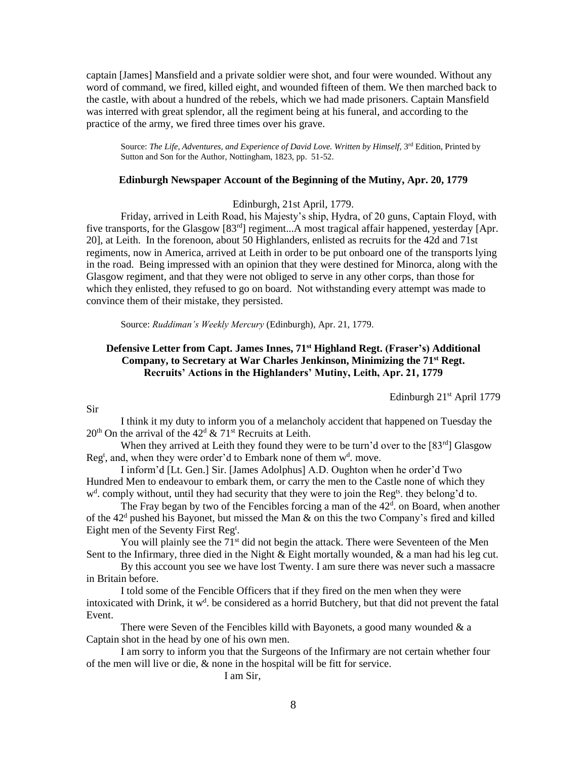captain [James] Mansfield and a private soldier were shot, and four were wounded. Without any word of command, we fired, killed eight, and wounded fifteen of them. We then marched back to the castle, with about a hundred of the rebels, which we had made prisoners. Captain Mansfield was interred with great splendor, all the regiment being at his funeral, and according to the practice of the army, we fired three times over his grave.

> Source: *The Life, Adventures, and Experience of David Love. Written by Himself*, 3rd Edition, Printed by Sutton and Son for the Author, Nottingham, 1823, pp. 51-52.

### Edinburgh Newspaper Account of the Beginning of the Mutiny, Apr. 20, 1779

Edinburgh, 21st April, 1779.

Friday, arrived in Leith Road, his Majesty's ship, Hydra, of 20 guns, Captain Floyd, with five transports, for the Glasgow [83rd] regiment...A most tragical affair happened, yesterday [Apr. 20], at Leith. In the forenoon, about 50 Highlanders, enlisted as recruits for the 42d and 71st regiments, now in America, arrived at Leith in order to be put onboard one of the transports lying in the road. Being impressed with an opinion that they were destined for Minorca, along with the Glasgow regiment, and that they were not obliged to serve in any other corps, than those for which they enlisted, they refused to go on board. Not withstanding every attempt was made to convince them of their mistake, they persisted.

> Source: *Ruddiman's Weekly Mercury* (Edinburgh), Apr. 21, 1779.

### Defensive Letter from Capt. James Innes, 71st Highland Regt. (Fraser's) Additional Company, to Secretary at War Charles Jenkinson, Minimizing the 71st Regt. Recruits' Actions in the Highlanders' Mutiny, Leith, Apr. 21, 1779

Edinburgh 21st April 1779

Sir

I think it my duty to inform you of a melancholy accident that happened on Tuesday the 20th On the arrival of the 42d & 71st Recruits at Leith.

When they arrived at Leith they found they were to be turn'd over to the [83rd] Glasgow Regt, and, when they were order'd to Embark none of them wd. move.

I inform'd [Lt. Gen.] Sir. [James Adolphus] A.D. Oughton when he order'd Two Hundred Men to endeavour to embark them, or carry the men to the Castle none of which they wd. comply without, until they had security that they were to join the Regts. they belong'd to.

The Fray began by two of the Fencibles forcing a man of the 42d. on Board, when another of the 42d pushed his Bayonet, but missed the Man & on this the two Company's fired and killed Eight men of the Seventy First Regt.

You will plainly see the 71st did not begin the attack. There were Seventeen of the Men Sent to the Infirmary, three died in the Night & Eight mortally wounded, & a man had his leg cut.

By this account you see we have lost Twenty. I am sure there was never such a massacre in Britain before.

I told some of the Fencible Officers that if they fired on the men when they were intoxicated with Drink, it wd. be considered as a horrid Butchery, but that did not prevent the fatal Event.

There were Seven of the Fencibles killd with Bayonets, a good many wounded & a Captain shot in the head by one of his own men.

I am sorry to inform you that the Surgeons of the Infirmary are not certain whether four of the men will live or die, & none in the hospital will be fitt for service.

I am Sir,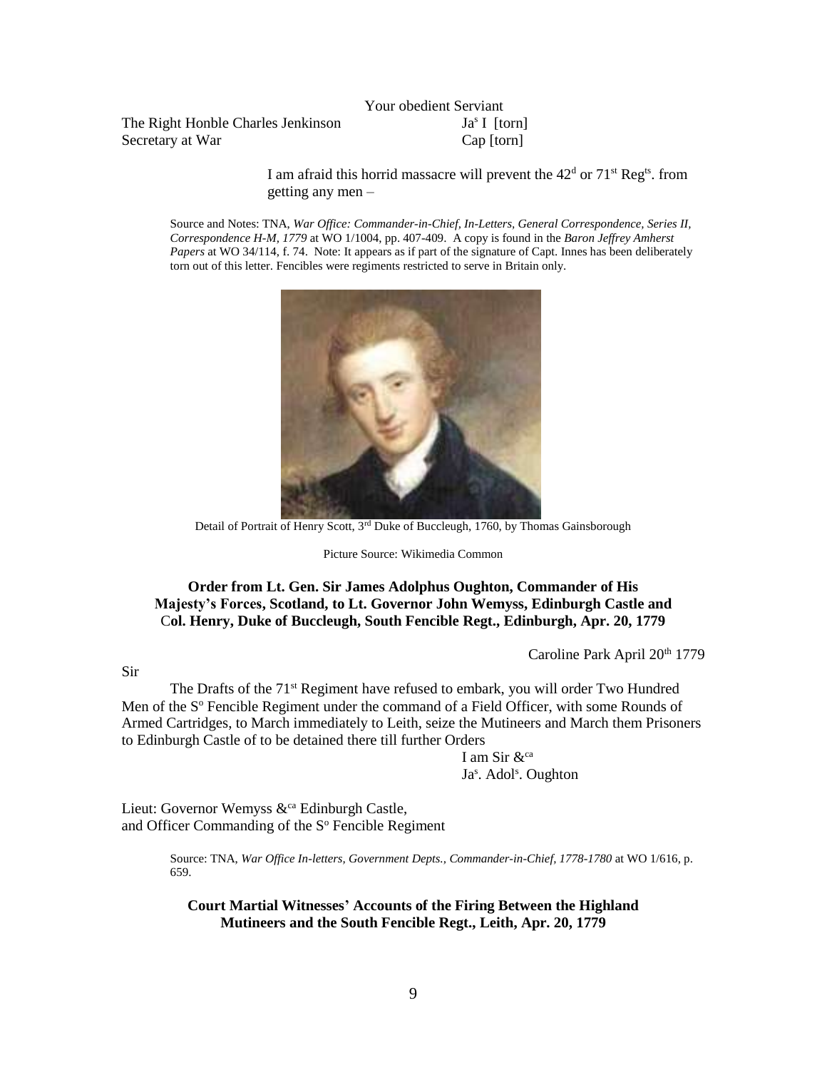Your obedient Serviant

The Right Honble Charles Jenkinson — Ja[s] I [torn]
Secretary at War — Cap [torn]

I am afraid this horrid massacre will prevent the 42[d] or 71[st] Reg[ts]. from getting any men –

Source and Notes: TNA, *War Office: Commander-in-Chief, In-Letters, General Correspondence, Series II, Correspondence H-M, 1779* at WO 1/1004, pp. 407-409. A copy is found in the *Baron Jeffrey Amherst Papers* at WO 34/114, f. 74. Note: It appears as if part of the signature of Capt. Innes has been deliberately torn out of this letter. Fencibles were regiments restricted to serve in Britain only.

Detail of Portrait of Henry Scott, 3[rd] Duke of Buccleugh, 1760, by Thomas Gainsborough

Picture Source: Wikimedia Common

### Order from Lt. Gen. Sir James Adolphus Oughton, Commander of His Majesty's Forces, Scotland, to Lt. Governor John Wemyss, Edinburgh Castle and Col. Henry, Duke of Buccleugh, South Fencible Regt., Edinburgh, Apr. 20, 1779

Caroline Park April 20[th] 1779

Sir

The Drafts of the 71[st] Regiment have refused to embark, you will order Two Hundred Men of the S[o] Fencible Regiment under the command of a Field Officer, with some Rounds of Armed Cartridges, to March immediately to Leith, seize the Mutineers and March them Prisoners to Edinburgh Castle of to be detained there till further Orders

I am Sir &[ca]
Ja[s]. Adol[s]. Oughton

Lieut: Governor Wemyss &[ca] Edinburgh Castle,
and Officer Commanding of the S[o] Fencible Regiment

Source: TNA, *War Office In-letters, Government Depts., Commander-in-Chief, 1778-1780* at WO 1/616, p. 659.

### Court Martial Witnesses' Accounts of the Firing Between the Highland Mutineers and the South Fencible Regt., Leith, Apr. 20, 1779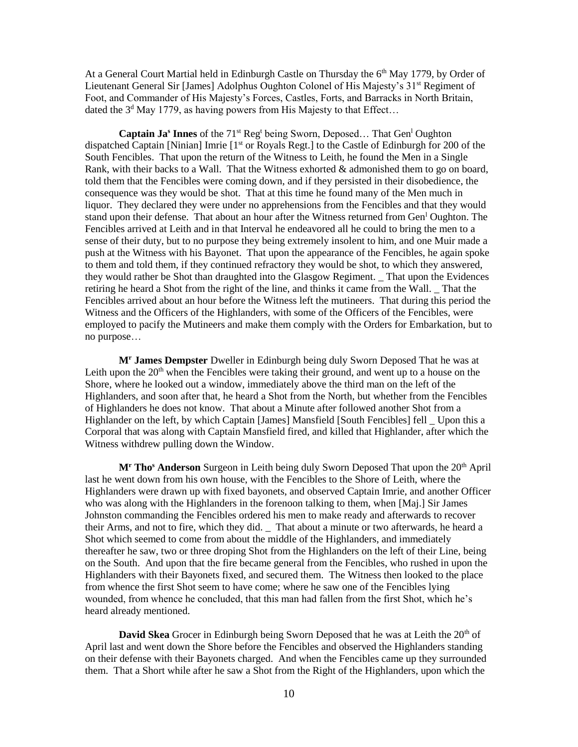At a General Court Martial held in Edinburgh Castle on Thursday the 6th May 1779, by Order of Lieutenant General Sir [James] Adolphus Oughton Colonel of His Majesty's 31st Regiment of Foot, and Commander of His Majesty's Forces, Castles, Forts, and Barracks in North Britain, dated the 3d May 1779, as having powers from His Majesty to that Effect…

**Captain Jas Innes** of the 71st Regt being Sworn, Deposed… That Genl Oughton dispatched Captain [Ninian] Imrie [1st or Royals Regt.] to the Castle of Edinburgh for 200 of the South Fencibles. That upon the return of the Witness to Leith, he found the Men in a Single Rank, with their backs to a Wall. That the Witness exhorted & admonished them to go on board, told them that the Fencibles were coming down, and if they persisted in their disobedience, the consequence was they would be shot. That at this time he found many of the Men much in liquor. They declared they were under no apprehensions from the Fencibles and that they would stand upon their defense. That about an hour after the Witness returned from Genl Oughton. The Fencibles arrived at Leith and in that Interval he endeavored all he could to bring the men to a sense of their duty, but to no purpose they being extremely insolent to him, and one Muir made a push at the Witness with his Bayonet. That upon the appearance of the Fencibles, he again spoke to them and told them, if they continued refractory they would be shot, to which they answered, they would rather be Shot than draughted into the Glasgow Regiment. _ That upon the Evidences retiring he heard a Shot from the right of the line, and thinks it came from the Wall. _ That the Fencibles arrived about an hour before the Witness left the mutineers. That during this period the Witness and the Officers of the Highlanders, with some of the Officers of the Fencibles, were employed to pacify the Mutineers and make them comply with the Orders for Embarkation, but to no purpose…

**Mr James Dempster** Dweller in Edinburgh being duly Sworn Deposed That he was at Leith upon the 20th when the Fencibles were taking their ground, and went up to a house on the Shore, where he looked out a window, immediately above the third man on the left of the Highlanders, and soon after that, he heard a Shot from the North, but whether from the Fencibles of Highlanders he does not know. That about a Minute after followed another Shot from a Highlander on the left, by which Captain [James] Mansfield [South Fencibles] fell _ Upon this a Corporal that was along with Captain Mansfield fired, and killed that Highlander, after which the Witness withdrew pulling down the Window.

**Mr Thos Anderson** Surgeon in Leith being duly Sworn Deposed That upon the 20th April last he went down from his own house, with the Fencibles to the Shore of Leith, where the Highlanders were drawn up with fixed bayonets, and observed Captain Imrie, and another Officer who was along with the Highlanders in the forenoon talking to them, when [Maj.] Sir James Johnston commanding the Fencibles ordered his men to make ready and afterwards to recover their Arms, and not to fire, which they did. _ That about a minute or two afterwards, he heard a Shot which seemed to come from about the middle of the Highlanders, and immediately thereafter he saw, two or three droping Shot from the Highlanders on the left of their Line, being on the South. And upon that the fire became general from the Fencibles, who rushed in upon the Highlanders with their Bayonets fixed, and secured them. The Witness then looked to the place from whence the first Shot seem to have come; where he saw one of the Fencibles lying wounded, from whence he concluded, that this man had fallen from the first Shot, which he's heard already mentioned.

**David Skea** Grocer in Edinburgh being Sworn Deposed that he was at Leith the 20th of April last and went down the Shore before the Fencibles and observed the Highlanders standing on their defense with their Bayonets charged. And when the Fencibles came up they surrounded them. That a Short while after he saw a Shot from the Right of the Highlanders, upon which the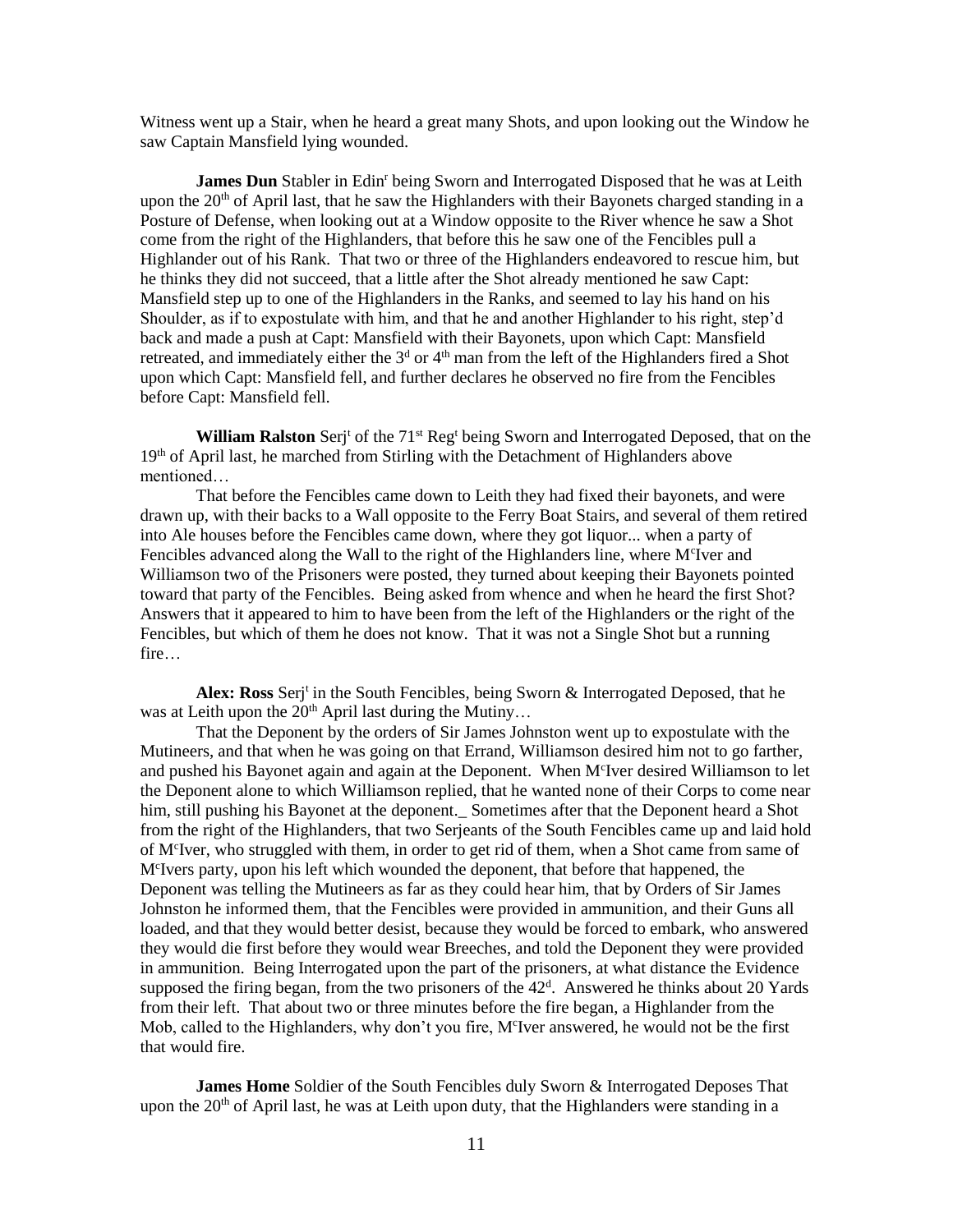Witness went up a Stair, when he heard a great many Shots, and upon looking out the Window he saw Captain Mansfield lying wounded.

**James Dun** Stabler in Edin[r] being Sworn and Interrogated Disposed that he was at Leith upon the 20[th] of April last, that he saw the Highlanders with their Bayonets charged standing in a Posture of Defense, when looking out at a Window opposite to the River whence he saw a Shot come from the right of the Highlanders, that before this he saw one of the Fencibles pull a Highlander out of his Rank. That two or three of the Highlanders endeavored to rescue him, but he thinks they did not succeed, that a little after the Shot already mentioned he saw Capt: Mansfield step up to one of the Highlanders in the Ranks, and seemed to lay his hand on his Shoulder, as if to expostulate with him, and that he and another Highlander to his right, step'd back and made a push at Capt: Mansfield with their Bayonets, upon which Capt: Mansfield retreated, and immediately either the 3[d] or 4[th] man from the left of the Highlanders fired a Shot upon which Capt: Mansfield fell, and further declares he observed no fire from the Fencibles before Capt: Mansfield fell.

**William Ralston** Serj[t] of the 71[st] Reg[t] being Sworn and Interrogated Deposed, that on the 19[th] of April last, he marched from Stirling with the Detachment of Highlanders above mentioned…

That before the Fencibles came down to Leith they had fixed their bayonets, and were drawn up, with their backs to a Wall opposite to the Ferry Boat Stairs, and several of them retired into Ale houses before the Fencibles came down, where they got liquor... when a party of Fencibles advanced along the Wall to the right of the Highlanders line, where M[c]Iver and Williamson two of the Prisoners were posted, they turned about keeping their Bayonets pointed toward that party of the Fencibles. Being asked from whence and when he heard the first Shot? Answers that it appeared to him to have been from the left of the Highlanders or the right of the Fencibles, but which of them he does not know. That it was not a Single Shot but a running fire…

**Alex: Ross** Serj[t] in the South Fencibles, being Sworn & Interrogated Deposed, that he was at Leith upon the 20[th] April last during the Mutiny…

That the Deponent by the orders of Sir James Johnston went up to expostulate with the Mutineers, and that when he was going on that Errand, Williamson desired him not to go farther, and pushed his Bayonet again and again at the Deponent. When M[c]Iver desired Williamson to let the Deponent alone to which Williamson replied, that he wanted none of their Corps to come near him, still pushing his Bayonet at the deponent._ Sometimes after that the Deponent heard a Shot from the right of the Highlanders, that two Serjeants of the South Fencibles came up and laid hold of M[c]Iver, who struggled with them, in order to get rid of them, when a Shot came from same of M[c]Ivers party, upon his left which wounded the deponent, that before that happened, the Deponent was telling the Mutineers as far as they could hear him, that by Orders of Sir James Johnston he informed them, that the Fencibles were provided in ammunition, and their Guns all loaded, and that they would better desist, because they would be forced to embark, who answered they would die first before they would wear Breeches, and told the Deponent they were provided in ammunition. Being Interrogated upon the part of the prisoners, at what distance the Evidence supposed the firing began, from the two prisoners of the 42[d]. Answered he thinks about 20 Yards from their left. That about two or three minutes before the fire began, a Highlander from the Mob, called to the Highlanders, why don't you fire, M[c]Iver answered, he would not be the first that would fire.

**James Home** Soldier of the South Fencibles duly Sworn & Interrogated Deposes That upon the 20[th] of April last, he was at Leith upon duty, that the Highlanders were standing in a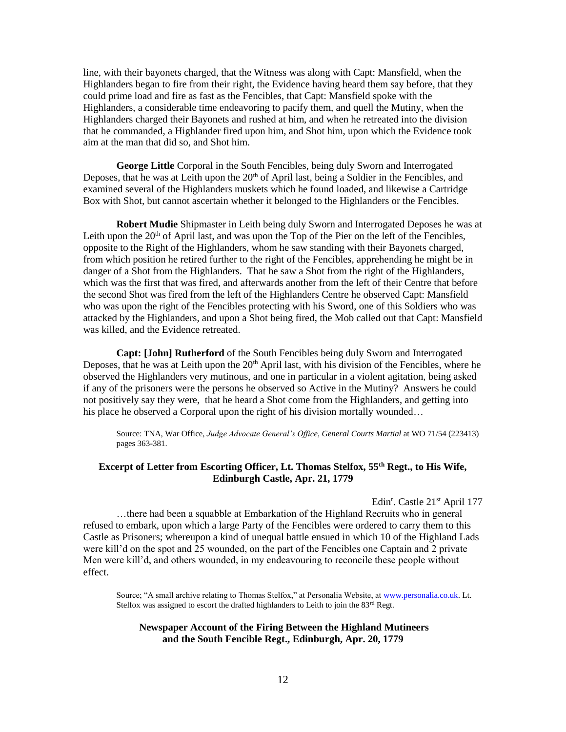line, with their bayonets charged, that the Witness was along with Capt: Mansfield, when the Highlanders began to fire from their right, the Evidence having heard them say before, that they could prime load and fire as fast as the Fencibles, that Capt: Mansfield spoke with the Highlanders, a considerable time endeavoring to pacify them, and quell the Mutiny, when the Highlanders charged their Bayonets and rushed at him, and when he retreated into the division that he commanded, a Highlander fired upon him, and Shot him, upon which the Evidence took aim at the man that did so, and Shot him.

**George Little** Corporal in the South Fencibles, being duly Sworn and Interrogated Deposes, that he was at Leith upon the 20th of April last, being a Soldier in the Fencibles, and examined several of the Highlanders muskets which he found loaded, and likewise a Cartridge Box with Shot, but cannot ascertain whether it belonged to the Highlanders or the Fencibles.

**Robert Mudie** Shipmaster in Leith being duly Sworn and Interrogated Deposes he was at Leith upon the 20th of April last, and was upon the Top of the Pier on the left of the Fencibles, opposite to the Right of the Highlanders, whom he saw standing with their Bayonets charged, from which position he retired further to the right of the Fencibles, apprehending he might be in danger of a Shot from the Highlanders. That he saw a Shot from the right of the Highlanders, which was the first that was fired, and afterwards another from the left of their Centre that before the second Shot was fired from the left of the Highlanders Centre he observed Capt: Mansfield who was upon the right of the Fencibles protecting with his Sword, one of this Soldiers who was attacked by the Highlanders, and upon a Shot being fired, the Mob called out that Capt: Mansfield was killed, and the Evidence retreated.

**Capt: [John] Rutherford** of the South Fencibles being duly Sworn and Interrogated Deposes, that he was at Leith upon the 20th April last, with his division of the Fencibles, where he observed the Highlanders very mutinous, and one in particular in a violent agitation, being asked if any of the prisoners were the persons he observed so Active in the Mutiny? Answers he could not positively say they were, that he heard a Shot come from the Highlanders, and getting into his place he observed a Corporal upon the right of his division mortally wounded…

> Source: TNA, War Office, *Judge Advocate General's Office, General Courts Martial* at WO 71/54 (223413) pages 363-381.

### Excerpt of Letter from Escorting Officer, Lt. Thomas Stelfox, 55th Regt., to His Wife, Edinburgh Castle, Apr. 21, 1779

Edinr. Castle 21st April 177

…there had been a squabble at Embarkation of the Highland Recruits who in general refused to embark, upon which a large Party of the Fencibles were ordered to carry them to this Castle as Prisoners; whereupon a kind of unequal battle ensued in which 10 of the Highland Lads were kill'd on the spot and 25 wounded, on the part of the Fencibles one Captain and 2 private Men were kill'd, and others wounded, in my endeavouring to reconcile these people without effect.

> Source; "A small archive relating to Thomas Stelfox," at Personalia Website, at www.personalia.co.uk. Lt. Stelfox was assigned to escort the drafted highlanders to Leith to join the 83rd Regt.

### Newspaper Account of the Firing Between the Highland Mutineers and the South Fencible Regt., Edinburgh, Apr. 20, 1779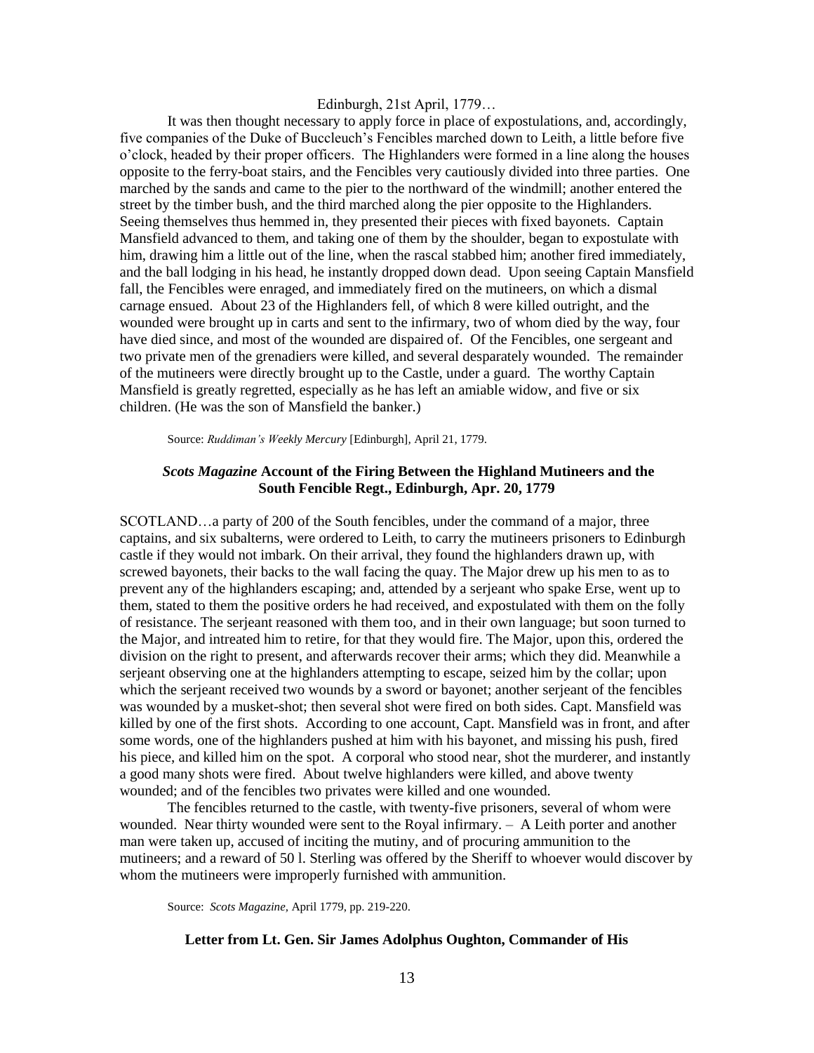Edinburgh, 21st April, 1779…

It was then thought necessary to apply force in place of expostulations, and, accordingly, five companies of the Duke of Buccleuch's Fencibles marched down to Leith, a little before five o'clock, headed by their proper officers. The Highlanders were formed in a line along the houses opposite to the ferry-boat stairs, and the Fencibles very cautiously divided into three parties. One marched by the sands and came to the pier to the northward of the windmill; another entered the street by the timber bush, and the third marched along the pier opposite to the Highlanders. Seeing themselves thus hemmed in, they presented their pieces with fixed bayonets. Captain Mansfield advanced to them, and taking one of them by the shoulder, began to expostulate with him, drawing him a little out of the line, when the rascal stabbed him; another fired immediately, and the ball lodging in his head, he instantly dropped down dead. Upon seeing Captain Mansfield fall, the Fencibles were enraged, and immediately fired on the mutineers, on which a dismal carnage ensued. About 23 of the Highlanders fell, of which 8 were killed outright, and the wounded were brought up in carts and sent to the infirmary, two of whom died by the way, four have died since, and most of the wounded are dispaired of. Of the Fencibles, one sergeant and two private men of the grenadiers were killed, and several desparately wounded. The remainder of the mutineers were directly brought up to the Castle, under a guard. The worthy Captain Mansfield is greatly regretted, especially as he has left an amiable widow, and five or six children. (He was the son of Mansfield the banker.)

Source: *Ruddiman's Weekly Mercury* [Edinburgh], April 21, 1779.

### *Scots Magazine* Account of the Firing Between the Highland Mutineers and the South Fencible Regt., Edinburgh, Apr. 20, 1779

SCOTLAND…a party of 200 of the South fencibles, under the command of a major, three captains, and six subalterns, were ordered to Leith, to carry the mutineers prisoners to Edinburgh castle if they would not imbark. On their arrival, they found the highlanders drawn up, with screwed bayonets, their backs to the wall facing the quay. The Major drew up his men to as to prevent any of the highlanders escaping; and, attended by a serjeant who spake Erse, went up to them, stated to them the positive orders he had received, and expostulated with them on the folly of resistance. The serjeant reasoned with them too, and in their own language; but soon turned to the Major, and intreated him to retire, for that they would fire. The Major, upon this, ordered the division on the right to present, and afterwards recover their arms; which they did. Meanwhile a serjeant observing one at the highlanders attempting to escape, seized him by the collar; upon which the serjeant received two wounds by a sword or bayonet; another serjeant of the fencibles was wounded by a musket-shot; then several shot were fired on both sides. Capt. Mansfield was killed by one of the first shots. According to one account, Capt. Mansfield was in front, and after some words, one of the highlanders pushed at him with his bayonet, and missing his push, fired his piece, and killed him on the spot. A corporal who stood near, shot the murderer, and instantly a good many shots were fired. About twelve highlanders were killed, and above twenty wounded; and of the fencibles two privates were killed and one wounded.

The fencibles returned to the castle, with twenty-five prisoners, several of whom were wounded. Near thirty wounded were sent to the Royal infirmary. – A Leith porter and another man were taken up, accused of inciting the mutiny, and of procuring ammunition to the mutineers; and a reward of 50 l. Sterling was offered by the Sheriff to whoever would discover by whom the mutineers were improperly furnished with ammunition.

Source: *Scots Magazine*, April 1779, pp. 219-220.

### Letter from Lt. Gen. Sir James Adolphus Oughton, Commander of His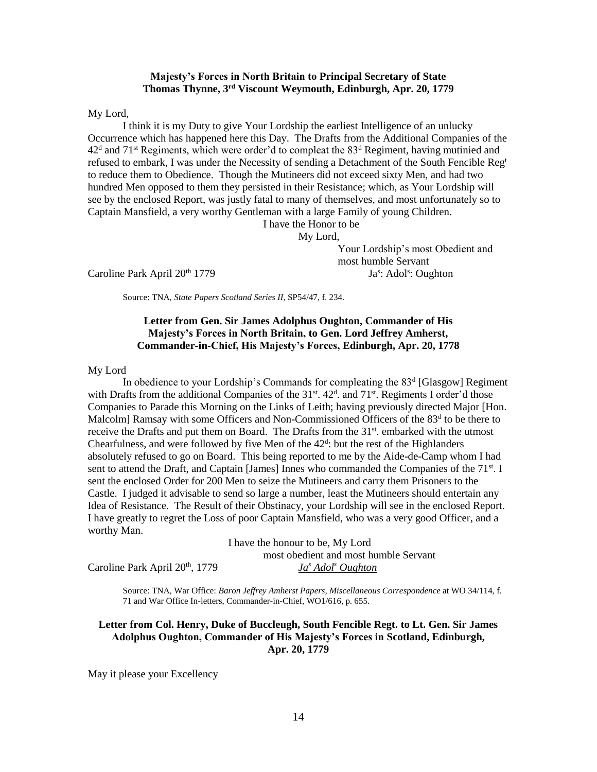**Majesty's Forces in North Britain to Principal Secretary of State Thomas Thynne, 3rd Viscount Weymouth, Edinburgh, Apr. 20, 1779**

My Lord,

I think it is my Duty to give Your Lordship the earliest Intelligence of an unlucky Occurrence which has happened here this Day. The Drafts from the Additional Companies of the 42d and 71st Regiments, which were order'd to compleat the 83d Regiment, having mutinied and refused to embark, I was under the Necessity of sending a Detachment of the South Fencible Regt to reduce them to Obedience. Though the Mutineers did not exceed sixty Men, and had two hundred Men opposed to them they persisted in their Resistance; which, as Your Lordship will see by the enclosed Report, was justly fatal to many of themselves, and most unfortunately so to Captain Mansfield, a very worthy Gentleman with a large Family of young Children.

I have the Honor to be
My Lord,
Your Lordship's most Obedient and most humble Servant
Jas: Adols: Oughton

Caroline Park April 20th 1779

Source: TNA, *State Papers Scotland Series II*, SP54/47, f. 234.

**Letter from Gen. Sir James Adolphus Oughton, Commander of His Majesty's Forces in North Britain, to Gen. Lord Jeffrey Amherst, Commander-in-Chief, His Majesty's Forces, Edinburgh, Apr. 20, 1778**

My Lord

In obedience to your Lordship's Commands for compleating the 83d [Glasgow] Regiment with Drafts from the additional Companies of the 31st. 42d. and 71st. Regiments I order'd those Companies to Parade this Morning on the Links of Leith; having previously directed Major [Hon. Malcolm] Ramsay with some Officers and Non-Commissioned Officers of the 83d to be there to receive the Drafts and put them on Board. The Drafts from the 31st. embarked with the utmost Chearfulness, and were followed by five Men of the 42d: but the rest of the Highlanders absolutely refused to go on Board. This being reported to me by the Aide-de-Camp whom I had sent to attend the Draft, and Captain [James] Innes who commanded the Companies of the 71st. I sent the enclosed Order for 200 Men to seize the Mutineers and carry them Prisoners to the Castle. I judged it advisable to send so large a number, least the Mutineers should entertain any Idea of Resistance. The Result of their Obstinacy, your Lordship will see in the enclosed Report. I have greatly to regret the Loss of poor Captain Mansfield, who was a very good Officer, and a worthy Man.

I have the honour to be, My Lord
most obedient and most humble Servant
*Jas Adols Oughton*

Caroline Park April 20th, 1779

Source: TNA, War Office: *Baron Jeffrey Amherst Papers, Miscellaneous Correspondence* at WO 34/114, f. 71 and War Office In-letters, Commander-in-Chief, WO1/616, p. 655.

**Letter from Col. Henry, Duke of Buccleugh, South Fencible Regt. to Lt. Gen. Sir James Adolphus Oughton, Commander of His Majesty's Forces in Scotland, Edinburgh, Apr. 20, 1779**

May it please your Excellency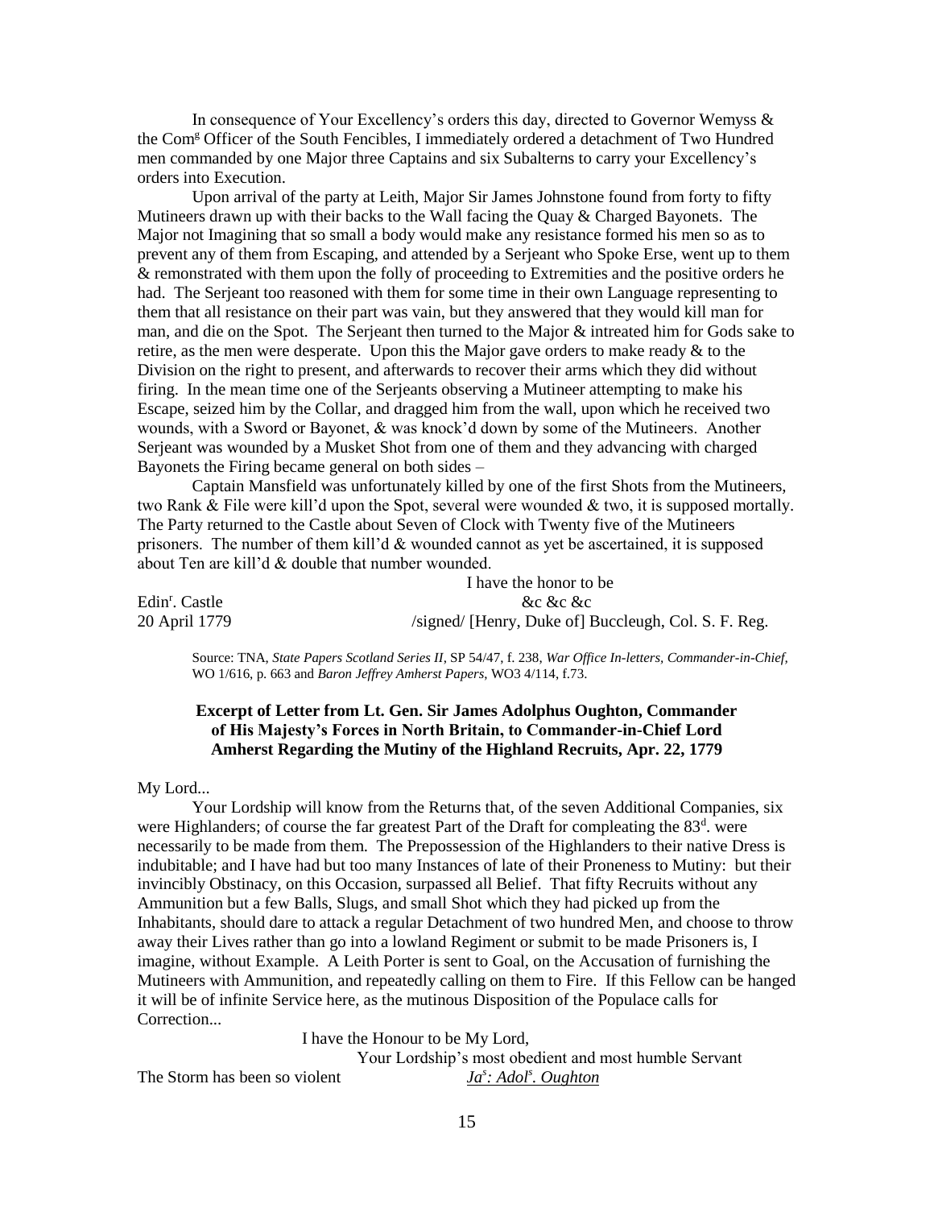In consequence of Your Excellency's orders this day, directed to Governor Wemyss & the Com[g] Officer of the South Fencibles, I immediately ordered a detachment of Two Hundred men commanded by one Major three Captains and six Subalterns to carry your Excellency's orders into Execution.

Upon arrival of the party at Leith, Major Sir James Johnstone found from forty to fifty Mutineers drawn up with their backs to the Wall facing the Quay & Charged Bayonets. The Major not Imagining that so small a body would make any resistance formed his men so as to prevent any of them from Escaping, and attended by a Serjeant who Spoke Erse, went up to them & remonstrated with them upon the folly of proceeding to Extremities and the positive orders he had. The Serjeant too reasoned with them for some time in their own Language representing to them that all resistance on their part was vain, but they answered that they would kill man for man, and die on the Spot. The Serjeant then turned to the Major & intreated him for Gods sake to retire, as the men were desperate. Upon this the Major gave orders to make ready & to the Division on the right to present, and afterwards to recover their arms which they did without firing. In the mean time one of the Serjeants observing a Mutineer attempting to make his Escape, seized him by the Collar, and dragged him from the wall, upon which he received two wounds, with a Sword or Bayonet, & was knock'd down by some of the Mutineers. Another Serjeant was wounded by a Musket Shot from one of them and they advancing with charged Bayonets the Firing became general on both sides –

Captain Mansfield was unfortunately killed by one of the first Shots from the Mutineers, two Rank & File were kill'd upon the Spot, several were wounded & two, it is supposed mortally. The Party returned to the Castle about Seven of Clock with Twenty five of the Mutineers prisoners. The number of them kill'd & wounded cannot as yet be ascertained, it is supposed about Ten are kill'd & double that number wounded.

I have the honor to be
&c &c &c

Edin[r]. Castle
20 April 1779

/signed/ [Henry, Duke of] Buccleugh, Col. S. F. Reg.

Source: TNA, *State Papers Scotland Series II*, SP 54/47, f. 238, *War Office In-letters, Commander-in-Chief*, WO 1/616, p. 663 and *Baron Jeffrey Amherst Papers*, WO3 4/114, f.73.

### Excerpt of Letter from Lt. Gen. Sir James Adolphus Oughton, Commander of His Majesty's Forces in North Britain, to Commander-in-Chief Lord Amherst Regarding the Mutiny of the Highland Recruits, Apr. 22, 1779

My Lord...

Your Lordship will know from the Returns that, of the seven Additional Companies, six were Highlanders; of course the far greatest Part of the Draft for compleating the 83[d]. were necessarily to be made from them. The Prepossession of the Highlanders to their native Dress is indubitable; and I have had but too many Instances of late of their Proneness to Mutiny: but their invincibly Obstinacy, on this Occasion, surpassed all Belief. That fifty Recruits without any Ammunition but a few Balls, Slugs, and small Shot which they had picked up from the Inhabitants, should dare to attack a regular Detachment of two hundred Men, and choose to throw away their Lives rather than go into a lowland Regiment or submit to be made Prisoners is, I imagine, without Example. A Leith Porter is sent to Goal, on the Accusation of furnishing the Mutineers with Ammunition, and repeatedly calling on them to Fire. If this Fellow can be hanged it will be of infinite Service here, as the mutinous Disposition of the Populace calls for Correction...

I have the Honour to be My Lord,
Your Lordship's most obedient and most humble Servant

The Storm has been so violent

*Ja[s]: Adol[s]. Oughton*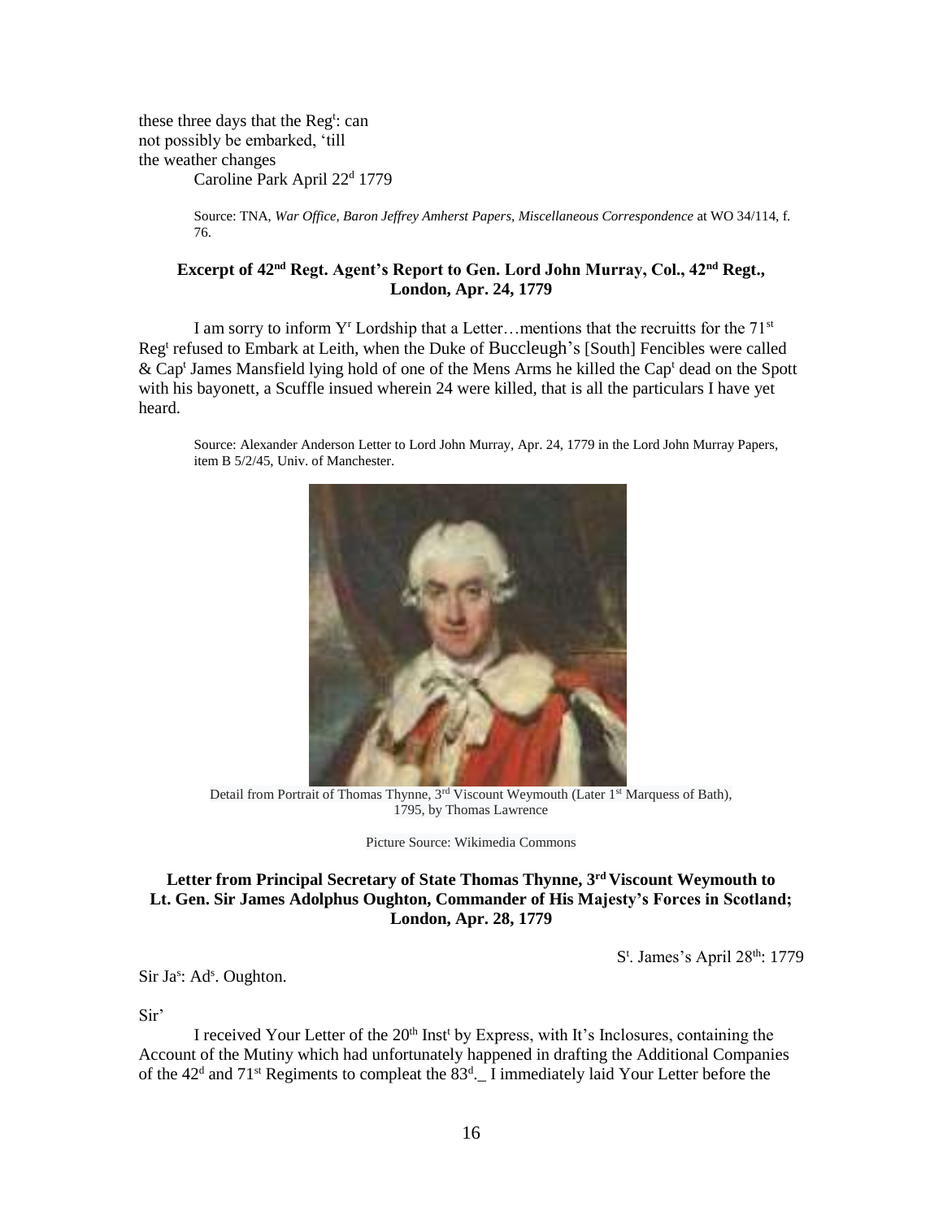these three days that the Reg$^{t}$: can
not possibly be embarked, 'till
the weather changes

Caroline Park April 22$^{d}$ 1779

Source: TNA, *War Office, Baron Jeffrey Amherst Papers, Miscellaneous Correspondence* at WO 34/114, f. 76.

**Excerpt of 42$^{nd}$ Regt. Agent's Report to Gen. Lord John Murray, Col., 42$^{nd}$ Regt., London, Apr. 24, 1779**

I am sorry to inform Y$^{r}$ Lordship that a Letter…mentions that the recruitts for the 71$^{st}$ Reg$^{t}$ refused to Embark at Leith, when the Duke of Buccleugh's [South] Fencibles were called & Cap$^{t}$ James Mansfield lying hold of one of the Mens Arms he killed the Cap$^{t}$ dead on the Spott with his bayonett, a Scuffle insued wherein 24 were killed, that is all the particulars I have yet heard.

Source: Alexander Anderson Letter to Lord John Murray, Apr. 24, 1779 in the Lord John Murray Papers, item B 5/2/45, Univ. of Manchester.

Detail from Portrait of Thomas Thynne, 3$^{rd}$ Viscount Weymouth (Later 1$^{st}$ Marquess of Bath), 1795, by Thomas Lawrence

Picture Source: Wikimedia Commons

**Letter from Principal Secretary of State Thomas Thynne, 3$^{rd}$ Viscount Weymouth to Lt. Gen. Sir James Adolphus Oughton, Commander of His Majesty's Forces in Scotland; London, Apr. 28, 1779**

S$^{t}$. James's April 28$^{th}$: 1779

Sir Ja$^{s}$: Ad$^{s}$. Oughton.

Sir'

I received Your Letter of the 20$^{th}$ Inst$^{t}$ by Express, with It's Inclosures, containing the Account of the Mutiny which had unfortunately happened in drafting the Additional Companies of the 42$^{d}$ and 71$^{st}$ Regiments to compleat the 83$^{d}$._ I immediately laid Your Letter before the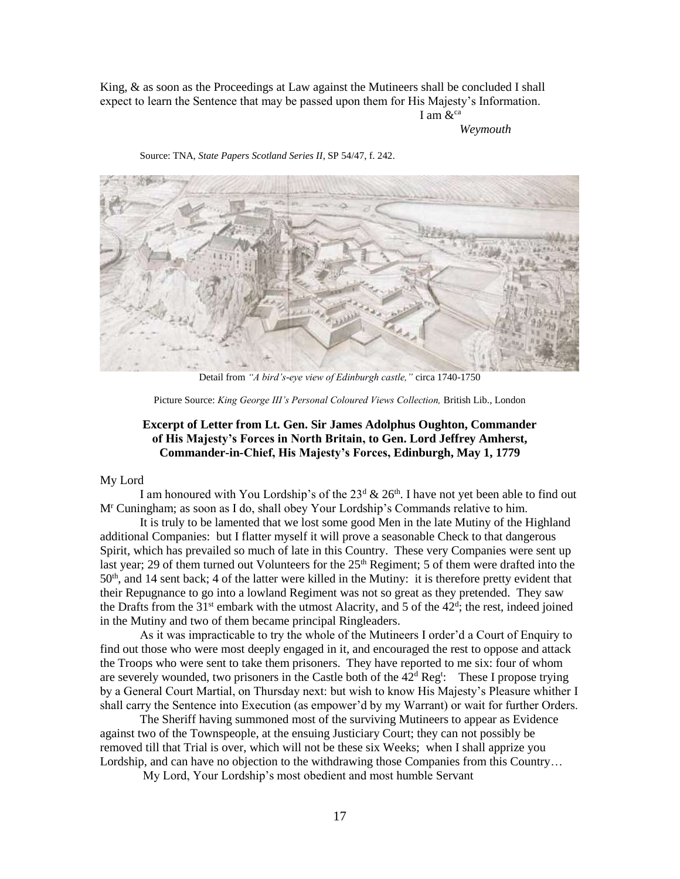King, & as soon as the Proceedings at Law against the Mutineers shall be concluded I shall expect to learn the Sentence that may be passed upon them for His Majesty's Information.

I am &[ca]

*Weymouth*

Source: TNA, *State Papers Scotland Series II*, SP 54/47, f. 242.

Detail from *"A bird's-eye view of Edinburgh castle,"* circa 1740-1750

Picture Source: *King George III's Personal Coloured Views Collection,* British Lib., London

**Excerpt of Letter from Lt. Gen. Sir James Adolphus Oughton, Commander of His Majesty's Forces in North Britain, to Gen. Lord Jeffrey Amherst, Commander-in-Chief, His Majesty's Forces, Edinburgh, May 1, 1779**

My Lord

I am honoured with You Lordship's of the 23[d] & 26[th]. I have not yet been able to find out M[r] Cuningham; as soon as I do, shall obey Your Lordship's Commands relative to him.

It is truly to be lamented that we lost some good Men in the late Mutiny of the Highland additional Companies: but I flatter myself it will prove a seasonable Check to that dangerous Spirit, which has prevailed so much of late in this Country. These very Companies were sent up last year; 29 of them turned out Volunteers for the 25[th] Regiment; 5 of them were drafted into the 50[th], and 14 sent back; 4 of the latter were killed in the Mutiny: it is therefore pretty evident that their Repugnance to go into a lowland Regiment was not so great as they pretended. They saw the Drafts from the 31[st] embark with the utmost Alacrity, and 5 of the 42[d]; the rest, indeed joined in the Mutiny and two of them became principal Ringleaders.

As it was impracticable to try the whole of the Mutineers I order'd a Court of Enquiry to find out those who were most deeply engaged in it, and encouraged the rest to oppose and attack the Troops who were sent to take them prisoners. They have reported to me six: four of whom are severely wounded, two prisoners in the Castle both of the 42[d] Reg[t]: These I propose trying by a General Court Martial, on Thursday next: but wish to know His Majesty's Pleasure whither I shall carry the Sentence into Execution (as empower'd by my Warrant) or wait for further Orders.

The Sheriff having summoned most of the surviving Mutineers to appear as Evidence against two of the Townspeople, at the ensuing Justiciary Court; they can not possibly be removed till that Trial is over, which will not be these six Weeks; when I shall apprize you Lordship, and can have no objection to the withdrawing those Companies from this Country…

My Lord, Your Lordship's most obedient and most humble Servant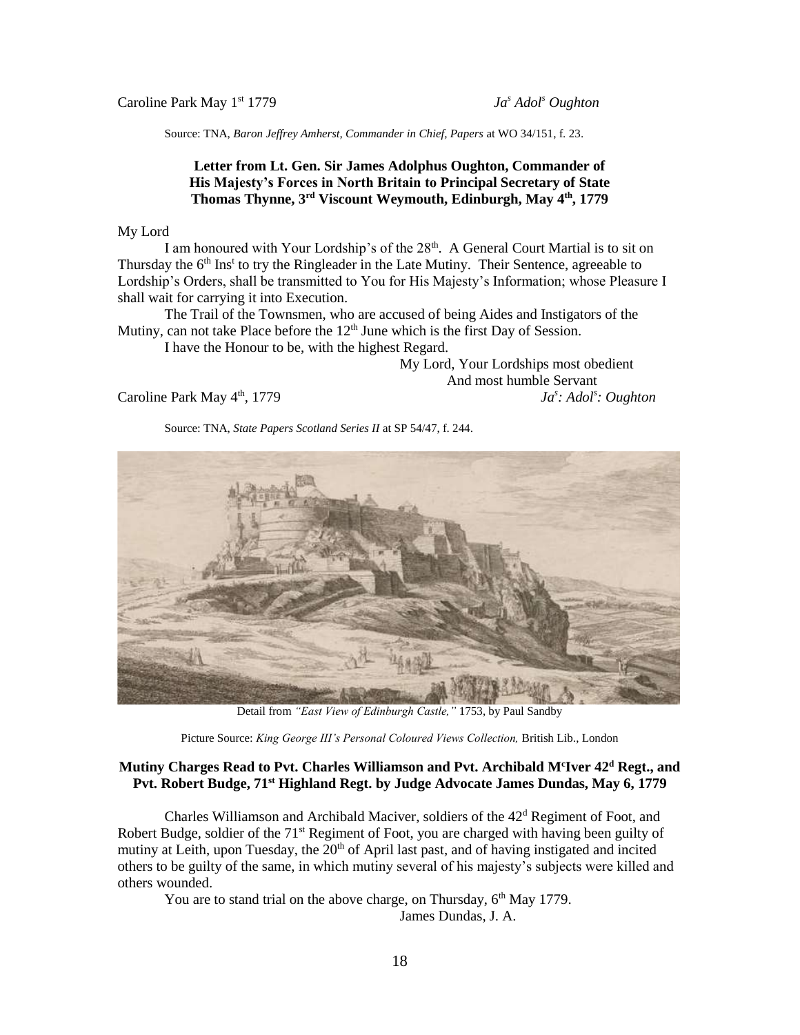Caroline Park May 1st 1779 *Jas Adols Oughton*

Source: TNA, *Baron Jeffrey Amherst, Commander in Chief, Papers* at WO 34/151, f. 23.

### Letter from Lt. Gen. Sir James Adolphus Oughton, Commander of His Majesty's Forces in North Britain to Principal Secretary of State Thomas Thynne, 3rd Viscount Weymouth, Edinburgh, May 4th, 1779

My Lord

I am honoured with Your Lordship's of the 28th. A General Court Martial is to sit on Thursday the 6th Inst to try the Ringleader in the Late Mutiny. Their Sentence, agreeable to Lordship's Orders, shall be transmitted to You for His Majesty's Information; whose Pleasure I shall wait for carrying it into Execution.

The Trail of the Townsmen, who are accused of being Aides and Instigators of the Mutiny, can not take Place before the 12th June which is the first Day of Session.

I have the Honour to be, with the highest Regard.

My Lord, Your Lordships most obedient
And most humble Servant

Caroline Park May 4th, 1779 *Jas: Adols: Oughton*

Source: TNA, *State Papers Scotland Series II* at SP 54/47, f. 244.

Detail from *"East View of Edinburgh Castle,"* 1753, by Paul Sandby

Picture Source: *King George III's Personal Coloured Views Collection,* British Lib., London

### Mutiny Charges Read to Pvt. Charles Williamson and Pvt. Archibald McIver 42d Regt., and Pvt. Robert Budge, 71st Highland Regt. by Judge Advocate James Dundas, May 6, 1779

Charles Williamson and Archibald Maciver, soldiers of the 42d Regiment of Foot, and Robert Budge, soldier of the 71st Regiment of Foot, you are charged with having been guilty of mutiny at Leith, upon Tuesday, the 20th of April last past, and of having instigated and incited others to be guilty of the same, in which mutiny several of his majesty's subjects were killed and others wounded.

You are to stand trial on the above charge, on Thursday, 6th May 1779.

James Dundas, J. A.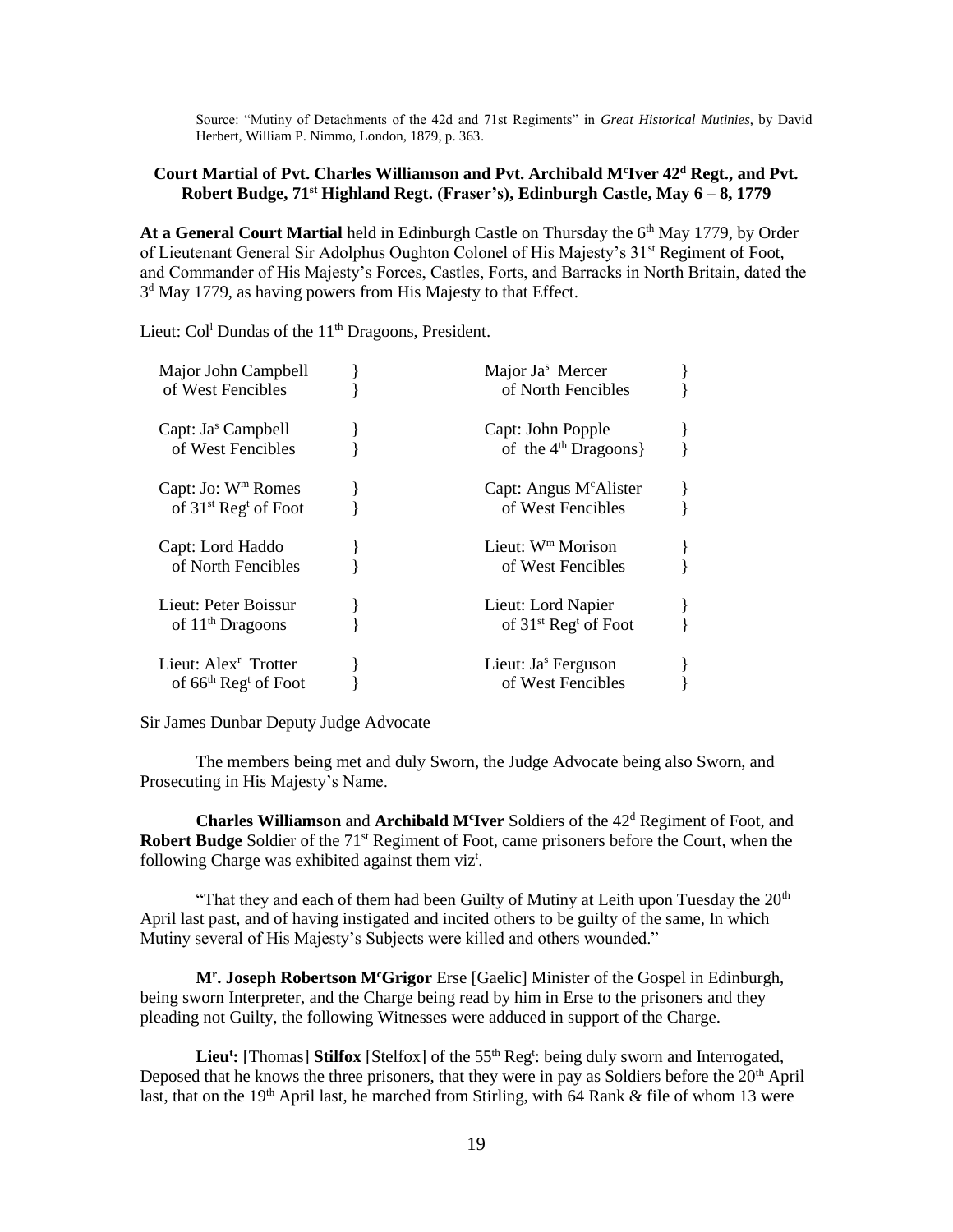Source: "Mutiny of Detachments of the 42d and 71st Regiments" in *Great Historical Mutinies*, by David Herbert, William P. Nimmo, London, 1879, p. 363.

### Court Martial of Pvt. Charles Williamson and Pvt. Archibald M[c]Iver 42[d] Regt., and Pvt. Robert Budge, 71[st] Highland Regt. (Fraser's), Edinburgh Castle, May 6 – 8, 1779

**At a General Court Martial** held in Edinburgh Castle on Thursday the 6[th] May 1779, by Order of Lieutenant General Sir Adolphus Oughton Colonel of His Majesty's 31[st] Regiment of Foot, and Commander of His Majesty's Forces, Castles, Forts, and Barracks in North Britain, dated the 3[d] May 1779, as having powers from His Majesty to that Effect.

Lieut: Col[l] Dundas of the 11[th] Dragoons, President.

| | | | |
|---|---|---|---|
| Major John Campbell of West Fencibles | } | Major Ja[s] Mercer of North Fencibles | } |
| Capt: Ja[s] Campbell of West Fencibles | } | Capt: John Popple of the 4[th] Dragoons} | } |
| Capt: Jo: W[m] Romes of 31[st] Reg[t] of Foot | } | Capt: Angus M[c]Alister of West Fencibles | } |
| Capt: Lord Haddo of North Fencibles | } | Lieut: W[m] Morison of West Fencibles | } |
| Lieut: Peter Boissur of 11[th] Dragoons | } | Lieut: Lord Napier of 31[st] Reg[t] of Foot | } |
| Lieut: Alex[r] Trotter of 66[th] Reg[t] of Foot | } | Lieut: Ja[s] Ferguson of West Fencibles | } |

Sir James Dunbar Deputy Judge Advocate

The members being met and duly Sworn, the Judge Advocate being also Sworn, and Prosecuting in His Majesty's Name.

**Charles Williamson** and **Archibald M[c]Iver** Soldiers of the 42[d] Regiment of Foot, and **Robert Budge** Soldier of the 71[st] Regiment of Foot, came prisoners before the Court, when the following Charge was exhibited against them viz[t].

"That they and each of them had been Guilty of Mutiny at Leith upon Tuesday the 20[th] April last past, and of having instigated and incited others to be guilty of the same, In which Mutiny several of His Majesty's Subjects were killed and others wounded."

**M[r]. Joseph Robertson M[c]Grigor** Erse [Gaelic] Minister of the Gospel in Edinburgh, being sworn Interpreter, and the Charge being read by him in Erse to the prisoners and they pleading not Guilty, the following Witnesses were adduced in support of the Charge.

**Lieu[t]:** [Thomas] **Stilfox** [Stelfox] of the 55[th] Reg[t]: being duly sworn and Interrogated, Deposed that he knows the three prisoners, that they were in pay as Soldiers before the 20[th] April last, that on the 19[th] April last, he marched from Stirling, with 64 Rank & file of whom 13 were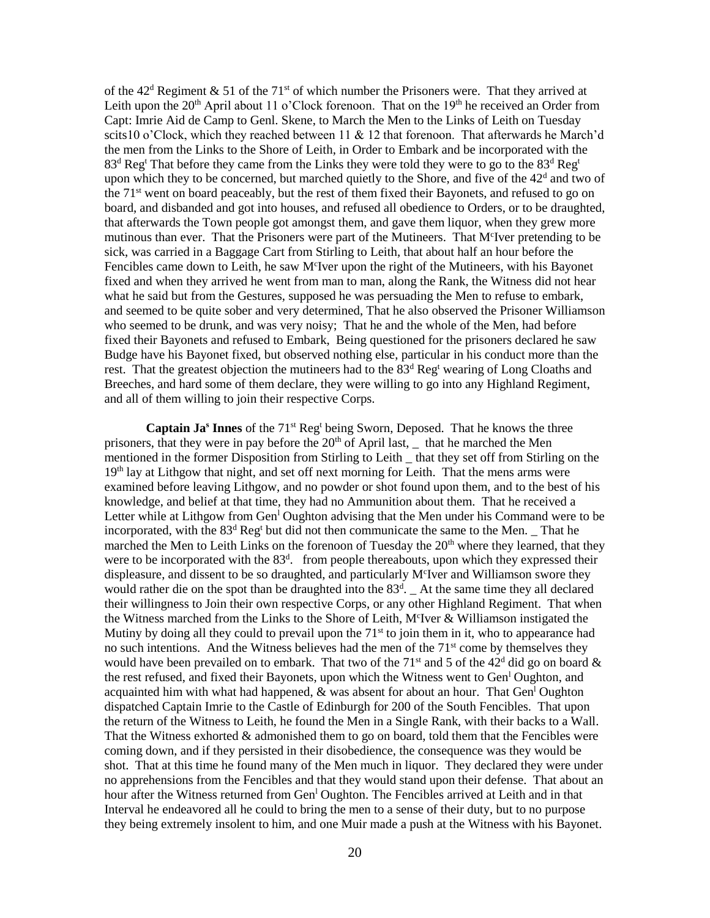of the 42[d] Regiment & 51 of the 71[st] of which number the Prisoners were. That they arrived at Leith upon the 20[th] April about 11 o'Clock forenoon. That on the 19[th] he received an Order from Capt: Imrie Aid de Camp to Genl. Skene, to March the Men to the Links of Leith on Tuesday scits10 o'Clock, which they reached between 11 & 12 that forenoon. That afterwards he March'd the men from the Links to the Shore of Leith, in Order to Embark and be incorporated with the 83[d] Reg[t] That before they came from the Links they were told they were to go to the 83[d] Reg[t] upon which they to be concerned, but marched quietly to the Shore, and five of the 42[d] and two of the 71[st] went on board peaceably, but the rest of them fixed their Bayonets, and refused to go on board, and disbanded and got into houses, and refused all obedience to Orders, or to be draughted, that afterwards the Town people got amongst them, and gave them liquor, when they grew more mutinous than ever. That the Prisoners were part of the Mutineers. That M[c]Iver pretending to be sick, was carried in a Baggage Cart from Stirling to Leith, that about half an hour before the Fencibles came down to Leith, he saw M[c]Iver upon the right of the Mutineers, with his Bayonet fixed and when they arrived he went from man to man, along the Rank, the Witness did not hear what he said but from the Gestures, supposed he was persuading the Men to refuse to embark, and seemed to be quite sober and very determined, That he also observed the Prisoner Williamson who seemed to be drunk, and was very noisy; That he and the whole of the Men, had before fixed their Bayonets and refused to Embark, Being questioned for the prisoners declared he saw Budge have his Bayonet fixed, but observed nothing else, particular in his conduct more than the rest. That the greatest objection the mutineers had to the 83[d] Reg[t] wearing of Long Cloaths and Breeches, and hard some of them declare, they were willing to go into any Highland Regiment, and all of them willing to join their respective Corps.

**Captain Ja[s] Innes** of the 71[st] Reg[t] being Sworn, Deposed. That he knows the three prisoners, that they were in pay before the 20[th] of April last, _ that he marched the Men mentioned in the former Disposition from Stirling to Leith _ that they set off from Stirling on the 19[th] lay at Lithgow that night, and set off next morning for Leith. That the mens arms were examined before leaving Lithgow, and no powder or shot found upon them, and to the best of his knowledge, and belief at that time, they had no Ammunition about them. That he received a Letter while at Lithgow from Gen[l] Oughton advising that the Men under his Command were to be incorporated, with the 83[d] Reg[t] but did not then communicate the same to the Men. _ That he marched the Men to Leith Links on the forenoon of Tuesday the 20[th] where they learned, that they were to be incorporated with the 83[d]. from people thereabouts, upon which they expressed their displeasure, and dissent to be so draughted, and particularly M[c]Iver and Williamson swore they would rather die on the spot than be draughted into the 83[d]. _ At the same time they all declared their willingness to Join their own respective Corps, or any other Highland Regiment. That when the Witness marched from the Links to the Shore of Leith, M[c]Iver & Williamson instigated the Mutiny by doing all they could to prevail upon the 71[st] to join them in it, who to appearance had no such intentions. And the Witness believes had the men of the 71[st] come by themselves they would have been prevailed on to embark. That two of the 71[st] and 5 of the 42[d] did go on board & the rest refused, and fixed their Bayonets, upon which the Witness went to Gen[l] Oughton, and acquainted him with what had happened, & was absent for about an hour. That Gen[l] Oughton dispatched Captain Imrie to the Castle of Edinburgh for 200 of the South Fencibles. That upon the return of the Witness to Leith, he found the Men in a Single Rank, with their backs to a Wall. That the Witness exhorted & admonished them to go on board, told them that the Fencibles were coming down, and if they persisted in their disobedience, the consequence was they would be shot. That at this time he found many of the Men much in liquor. They declared they were under no apprehensions from the Fencibles and that they would stand upon their defense. That about an hour after the Witness returned from Gen[l] Oughton. The Fencibles arrived at Leith and in that Interval he endeavored all he could to bring the men to a sense of their duty, but to no purpose they being extremely insolent to him, and one Muir made a push at the Witness with his Bayonet.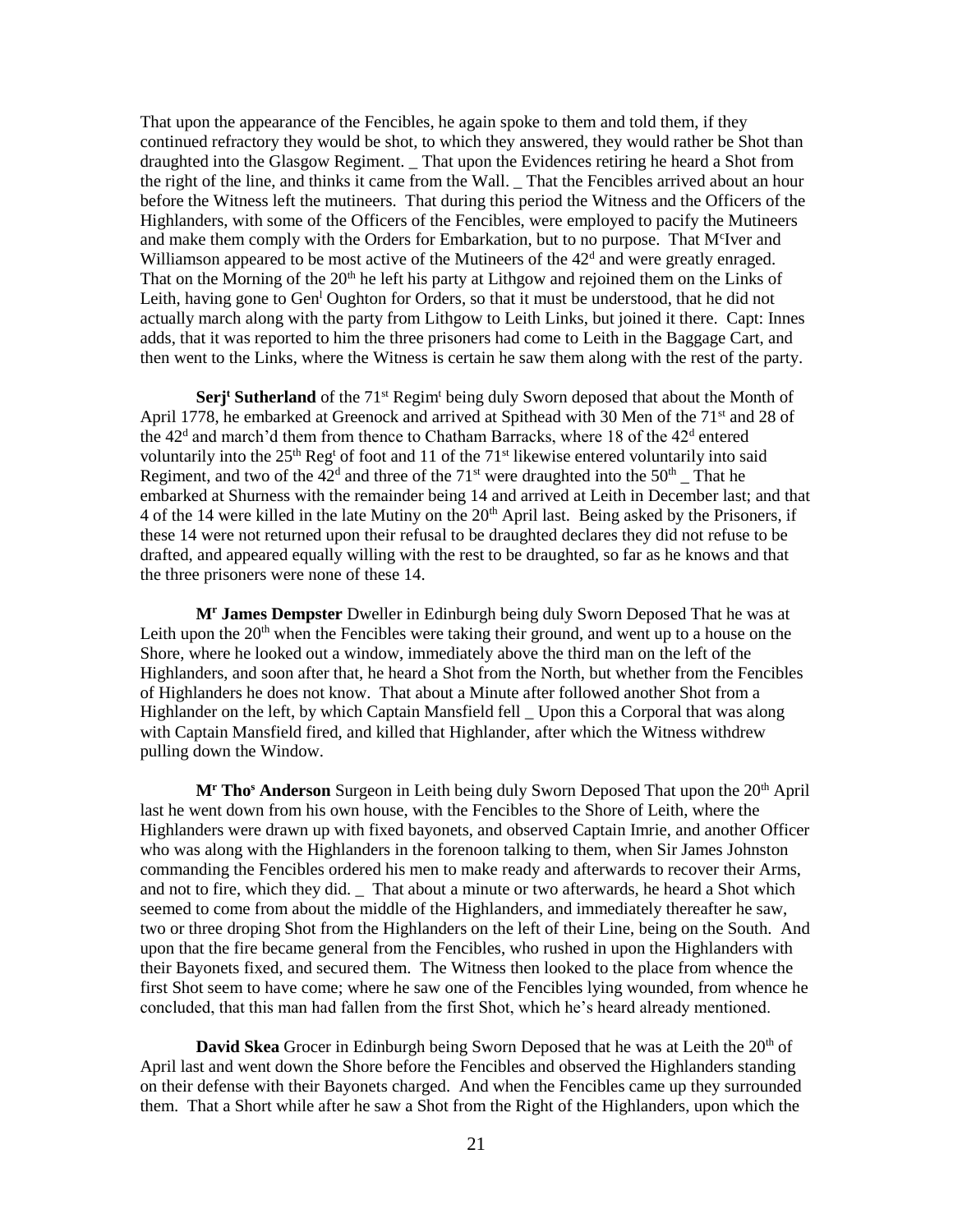That upon the appearance of the Fencibles, he again spoke to them and told them, if they continued refractory they would be shot, to which they answered, they would rather be Shot than draughted into the Glasgow Regiment. _ That upon the Evidences retiring he heard a Shot from the right of the line, and thinks it came from the Wall. _ That the Fencibles arrived about an hour before the Witness left the mutineers. That during this period the Witness and the Officers of the Highlanders, with some of the Officers of the Fencibles, were employed to pacify the Mutineers and make them comply with the Orders for Embarkation, but to no purpose. That M^c^Iver and Williamson appeared to be most active of the Mutineers of the 42^d^ and were greatly enraged. That on the Morning of the 20^th^ he left his party at Lithgow and rejoined them on the Links of Leith, having gone to Gen^l^ Oughton for Orders, so that it must be understood, that he did not actually march along with the party from Lithgow to Leith Links, but joined it there. Capt: Innes adds, that it was reported to him the three prisoners had come to Leith in the Baggage Cart, and then went to the Links, where the Witness is certain he saw them along with the rest of the party.

**Serj^t^ Sutherland** of the 71^st^ Regim^t^ being duly Sworn deposed that about the Month of April 1778, he embarked at Greenock and arrived at Spithead with 30 Men of the 71^st^ and 28 of the 42^d^ and march'd them from thence to Chatham Barracks, where 18 of the 42^d^ entered voluntarily into the 25^th^ Reg^t^ of foot and 11 of the 71^st^ likewise entered voluntarily into said Regiment, and two of the 42^d^ and three of the 71^st^ were draughted into the 50^th^ _ That he embarked at Shurness with the remainder being 14 and arrived at Leith in December last; and that 4 of the 14 were killed in the late Mutiny on the 20^th^ April last. Being asked by the Prisoners, if these 14 were not returned upon their refusal to be draughted declares they did not refuse to be drafted, and appeared equally willing with the rest to be draughted, so far as he knows and that the three prisoners were none of these 14.

**M^r^ James Dempster** Dweller in Edinburgh being duly Sworn Deposed That he was at Leith upon the 20^th^ when the Fencibles were taking their ground, and went up to a house on the Shore, where he looked out a window, immediately above the third man on the left of the Highlanders, and soon after that, he heard a Shot from the North, but whether from the Fencibles of Highlanders he does not know. That about a Minute after followed another Shot from a Highlander on the left, by which Captain Mansfield fell _ Upon this a Corporal that was along with Captain Mansfield fired, and killed that Highlander, after which the Witness withdrew pulling down the Window.

**M^r^ Tho^s^ Anderson** Surgeon in Leith being duly Sworn Deposed That upon the 20^th^ April last he went down from his own house, with the Fencibles to the Shore of Leith, where the Highlanders were drawn up with fixed bayonets, and observed Captain Imrie, and another Officer who was along with the Highlanders in the forenoon talking to them, when Sir James Johnston commanding the Fencibles ordered his men to make ready and afterwards to recover their Arms, and not to fire, which they did. _ That about a minute or two afterwards, he heard a Shot which seemed to come from about the middle of the Highlanders, and immediately thereafter he saw, two or three droping Shot from the Highlanders on the left of their Line, being on the South. And upon that the fire became general from the Fencibles, who rushed in upon the Highlanders with their Bayonets fixed, and secured them. The Witness then looked to the place from whence the first Shot seem to have come; where he saw one of the Fencibles lying wounded, from whence he concluded, that this man had fallen from the first Shot, which he's heard already mentioned.

**David Skea** Grocer in Edinburgh being Sworn Deposed that he was at Leith the 20^th^ of April last and went down the Shore before the Fencibles and observed the Highlanders standing on their defense with their Bayonets charged. And when the Fencibles came up they surrounded them. That a Short while after he saw a Shot from the Right of the Highlanders, upon which the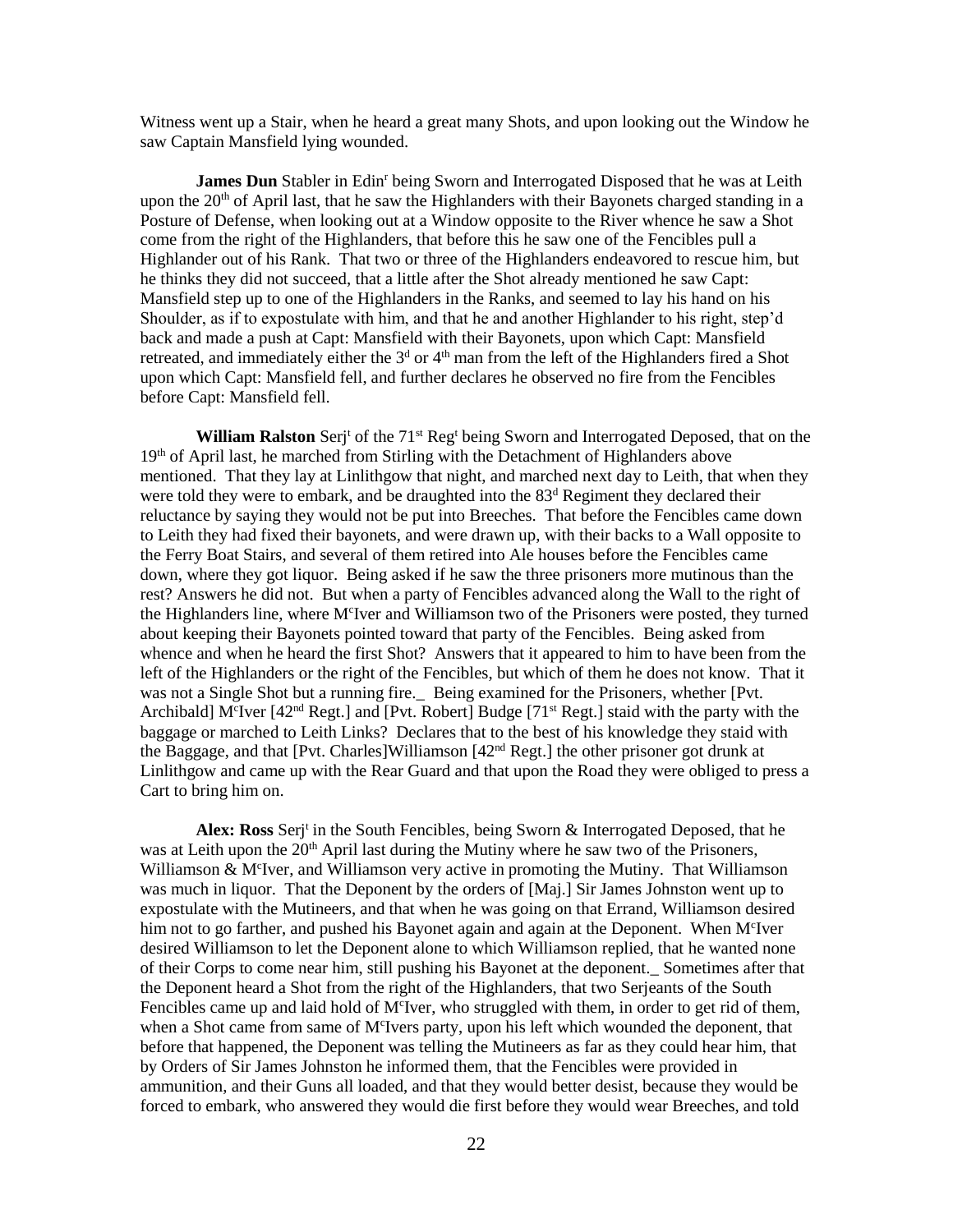Witness went up a Stair, when he heard a great many Shots, and upon looking out the Window he saw Captain Mansfield lying wounded.

**James Dun** Stabler in Edin[r] being Sworn and Interrogated Disposed that he was at Leith upon the 20[th] of April last, that he saw the Highlanders with their Bayonets charged standing in a Posture of Defense, when looking out at a Window opposite to the River whence he saw a Shot come from the right of the Highlanders, that before this he saw one of the Fencibles pull a Highlander out of his Rank. That two or three of the Highlanders endeavored to rescue him, but he thinks they did not succeed, that a little after the Shot already mentioned he saw Capt: Mansfield step up to one of the Highlanders in the Ranks, and seemed to lay his hand on his Shoulder, as if to expostulate with him, and that he and another Highlander to his right, step'd back and made a push at Capt: Mansfield with their Bayonets, upon which Capt: Mansfield retreated, and immediately either the 3[d] or 4[th] man from the left of the Highlanders fired a Shot upon which Capt: Mansfield fell, and further declares he observed no fire from the Fencibles before Capt: Mansfield fell.

**William Ralston** Serj[t] of the 71[st] Reg[t] being Sworn and Interrogated Deposed, that on the 19[th] of April last, he marched from Stirling with the Detachment of Highlanders above mentioned. That they lay at Linlithgow that night, and marched next day to Leith, that when they were told they were to embark, and be draughted into the 83[d] Regiment they declared their reluctance by saying they would not be put into Breeches. That before the Fencibles came down to Leith they had fixed their bayonets, and were drawn up, with their backs to a Wall opposite to the Ferry Boat Stairs, and several of them retired into Ale houses before the Fencibles came down, where they got liquor. Being asked if he saw the three prisoners more mutinous than the rest? Answers he did not. But when a party of Fencibles advanced along the Wall to the right of the Highlanders line, where M[c]Iver and Williamson two of the Prisoners were posted, they turned about keeping their Bayonets pointed toward that party of the Fencibles. Being asked from whence and when he heard the first Shot? Answers that it appeared to him to have been from the left of the Highlanders or the right of the Fencibles, but which of them he does not know. That it was not a Single Shot but a running fire._ Being examined for the Prisoners, whether [Pvt. Archibald] M[c]Iver [42[nd] Regt.] and [Pvt. Robert] Budge [71[st] Regt.] staid with the party with the baggage or marched to Leith Links? Declares that to the best of his knowledge they staid with the Baggage, and that [Pvt. Charles]Williamson [42[nd] Regt.] the other prisoner got drunk at Linlithgow and came up with the Rear Guard and that upon the Road they were obliged to press a Cart to bring him on.

**Alex: Ross** Serj[t] in the South Fencibles, being Sworn & Interrogated Deposed, that he was at Leith upon the 20[th] April last during the Mutiny where he saw two of the Prisoners, Williamson & M[c]Iver, and Williamson very active in promoting the Mutiny. That Williamson was much in liquor. That the Deponent by the orders of [Maj.] Sir James Johnston went up to expostulate with the Mutineers, and that when he was going on that Errand, Williamson desired him not to go farther, and pushed his Bayonet again and again at the Deponent. When M[c]Iver desired Williamson to let the Deponent alone to which Williamson replied, that he wanted none of their Corps to come near him, still pushing his Bayonet at the deponent._ Sometimes after that the Deponent heard a Shot from the right of the Highlanders, that two Serjeants of the South Fencibles came up and laid hold of M[c]Iver, who struggled with them, in order to get rid of them, when a Shot came from same of M[c]Ivers party, upon his left which wounded the deponent, that before that happened, the Deponent was telling the Mutineers as far as they could hear him, that by Orders of Sir James Johnston he informed them, that the Fencibles were provided in ammunition, and their Guns all loaded, and that they would better desist, because they would be forced to embark, who answered they would die first before they would wear Breeches, and told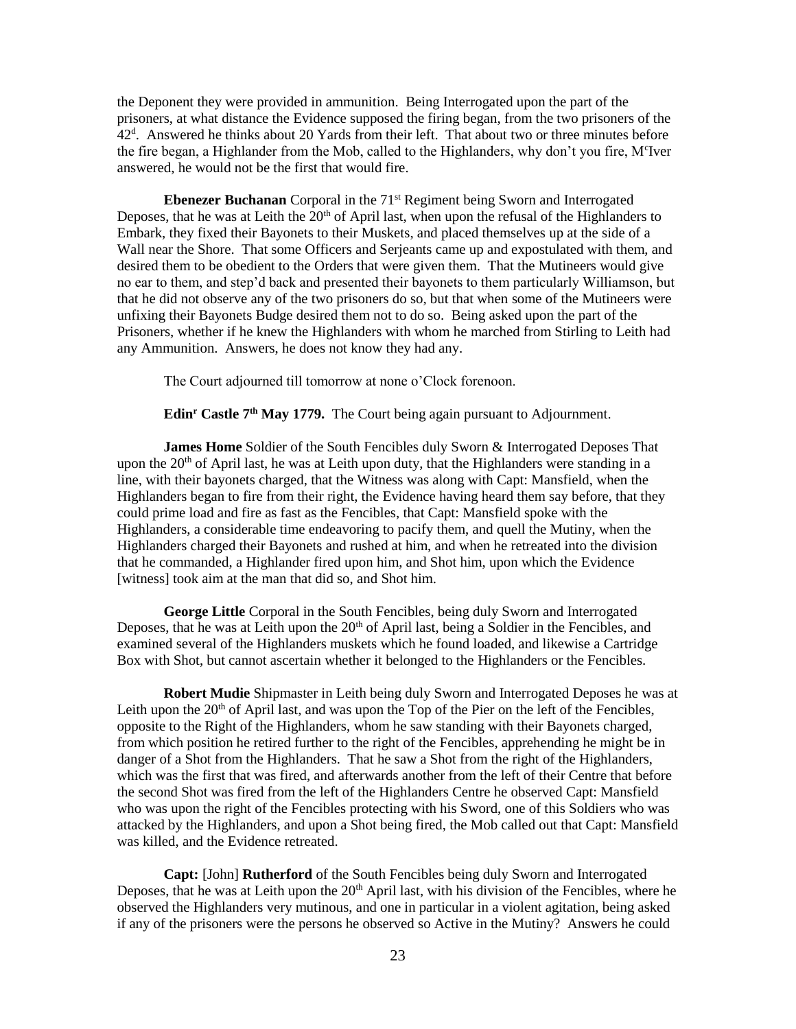the Deponent they were provided in ammunition. Being Interrogated upon the part of the prisoners, at what distance the Evidence supposed the firing began, from the two prisoners of the 42[d]. Answered he thinks about 20 Yards from their left. That about two or three minutes before the fire began, a Highlander from the Mob, called to the Highlanders, why don't you fire, M[c]Iver answered, he would not be the first that would fire.

**Ebenezer Buchanan** Corporal in the 71[st] Regiment being Sworn and Interrogated Deposes, that he was at Leith the 20[th] of April last, when upon the refusal of the Highlanders to Embark, they fixed their Bayonets to their Muskets, and placed themselves up at the side of a Wall near the Shore. That some Officers and Serjeants came up and expostulated with them, and desired them to be obedient to the Orders that were given them. That the Mutineers would give no ear to them, and step'd back and presented their bayonets to them particularly Williamson, but that he did not observe any of the two prisoners do so, but that when some of the Mutineers were unfixing their Bayonets Budge desired them not to do so. Being asked upon the part of the Prisoners, whether if he knew the Highlanders with whom he marched from Stirling to Leith had any Ammunition. Answers, he does not know they had any.

The Court adjourned till tomorrow at none o'Clock forenoon.

**Edin[r] Castle 7[th] May 1779.** The Court being again pursuant to Adjournment.

**James Home** Soldier of the South Fencibles duly Sworn & Interrogated Deposes That upon the 20[th] of April last, he was at Leith upon duty, that the Highlanders were standing in a line, with their bayonets charged, that the Witness was along with Capt: Mansfield, when the Highlanders began to fire from their right, the Evidence having heard them say before, that they could prime load and fire as fast as the Fencibles, that Capt: Mansfield spoke with the Highlanders, a considerable time endeavoring to pacify them, and quell the Mutiny, when the Highlanders charged their Bayonets and rushed at him, and when he retreated into the division that he commanded, a Highlander fired upon him, and Shot him, upon which the Evidence [witness] took aim at the man that did so, and Shot him.

**George Little** Corporal in the South Fencibles, being duly Sworn and Interrogated Deposes, that he was at Leith upon the 20[th] of April last, being a Soldier in the Fencibles, and examined several of the Highlanders muskets which he found loaded, and likewise a Cartridge Box with Shot, but cannot ascertain whether it belonged to the Highlanders or the Fencibles.

**Robert Mudie** Shipmaster in Leith being duly Sworn and Interrogated Deposes he was at Leith upon the 20[th] of April last, and was upon the Top of the Pier on the left of the Fencibles, opposite to the Right of the Highlanders, whom he saw standing with their Bayonets charged, from which position he retired further to the right of the Fencibles, apprehending he might be in danger of a Shot from the Highlanders. That he saw a Shot from the right of the Highlanders, which was the first that was fired, and afterwards another from the left of their Centre that before the second Shot was fired from the left of the Highlanders Centre he observed Capt: Mansfield who was upon the right of the Fencibles protecting with his Sword, one of this Soldiers who was attacked by the Highlanders, and upon a Shot being fired, the Mob called out that Capt: Mansfield was killed, and the Evidence retreated.

**Capt:** [John] **Rutherford** of the South Fencibles being duly Sworn and Interrogated Deposes, that he was at Leith upon the 20[th] April last, with his division of the Fencibles, where he observed the Highlanders very mutinous, and one in particular in a violent agitation, being asked if any of the prisoners were the persons he observed so Active in the Mutiny? Answers he could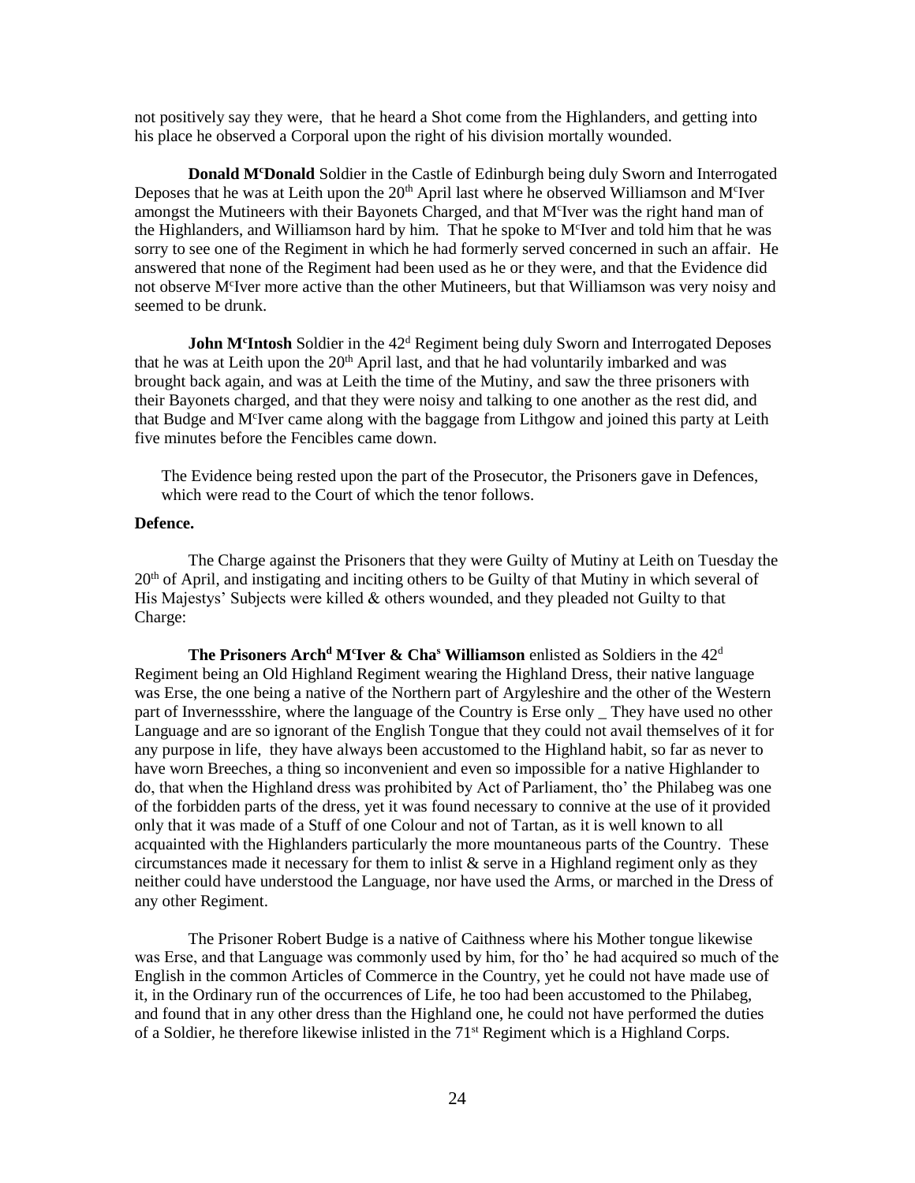not positively say they were, that he heard a Shot come from the Highlanders, and getting into his place he observed a Corporal upon the right of his division mortally wounded.

**Donald M^c^Donald** Soldier in the Castle of Edinburgh being duly Sworn and Interrogated Deposes that he was at Leith upon the 20th April last where he observed Williamson and McIver amongst the Mutineers with their Bayonets Charged, and that McIver was the right hand man of the Highlanders, and Williamson hard by him. That he spoke to McIver and told him that he was sorry to see one of the Regiment in which he had formerly served concerned in such an affair. He answered that none of the Regiment had been used as he or they were, and that the Evidence did not observe McIver more active than the other Mutineers, but that Williamson was very noisy and seemed to be drunk.

**John McIntosh** Soldier in the 42d Regiment being duly Sworn and Interrogated Deposes that he was at Leith upon the 20th April last, and that he had voluntarily imbarked and was brought back again, and was at Leith the time of the Mutiny, and saw the three prisoners with their Bayonets charged, and that they were noisy and talking to one another as the rest did, and that Budge and McIver came along with the baggage from Lithgow and joined this party at Leith five minutes before the Fencibles came down.

The Evidence being rested upon the part of the Prosecutor, the Prisoners gave in Defences, which were read to the Court of which the tenor follows.

**Defence.**

The Charge against the Prisoners that they were Guilty of Mutiny at Leith on Tuesday the 20th of April, and instigating and inciting others to be Guilty of that Mutiny in which several of His Majestys' Subjects were killed & others wounded, and they pleaded not Guilty to that Charge:

**The Prisoners Archd McIver & Chas Williamson** enlisted as Soldiers in the 42d Regiment being an Old Highland Regiment wearing the Highland Dress, their native language was Erse, the one being a native of the Northern part of Argyleshire and the other of the Western part of Invernessshire, where the language of the Country is Erse only _ They have used no other Language and are so ignorant of the English Tongue that they could not avail themselves of it for any purpose in life, they have always been accustomed to the Highland habit, so far as never to have worn Breeches, a thing so inconvenient and even so impossible for a native Highlander to do, that when the Highland dress was prohibited by Act of Parliament, tho' the Philabeg was one of the forbidden parts of the dress, yet it was found necessary to connive at the use of it provided only that it was made of a Stuff of one Colour and not of Tartan, as it is well known to all acquainted with the Highlanders particularly the more mountaneous parts of the Country. These circumstances made it necessary for them to inlist & serve in a Highland regiment only as they neither could have understood the Language, nor have used the Arms, or marched in the Dress of any other Regiment.

The Prisoner Robert Budge is a native of Caithness where his Mother tongue likewise was Erse, and that Language was commonly used by him, for tho' he had acquired so much of the English in the common Articles of Commerce in the Country, yet he could not have made use of it, in the Ordinary run of the occurrences of Life, he too had been accustomed to the Philabeg, and found that in any other dress than the Highland one, he could not have performed the duties of a Soldier, he therefore likewise inlisted in the 71st Regiment which is a Highland Corps.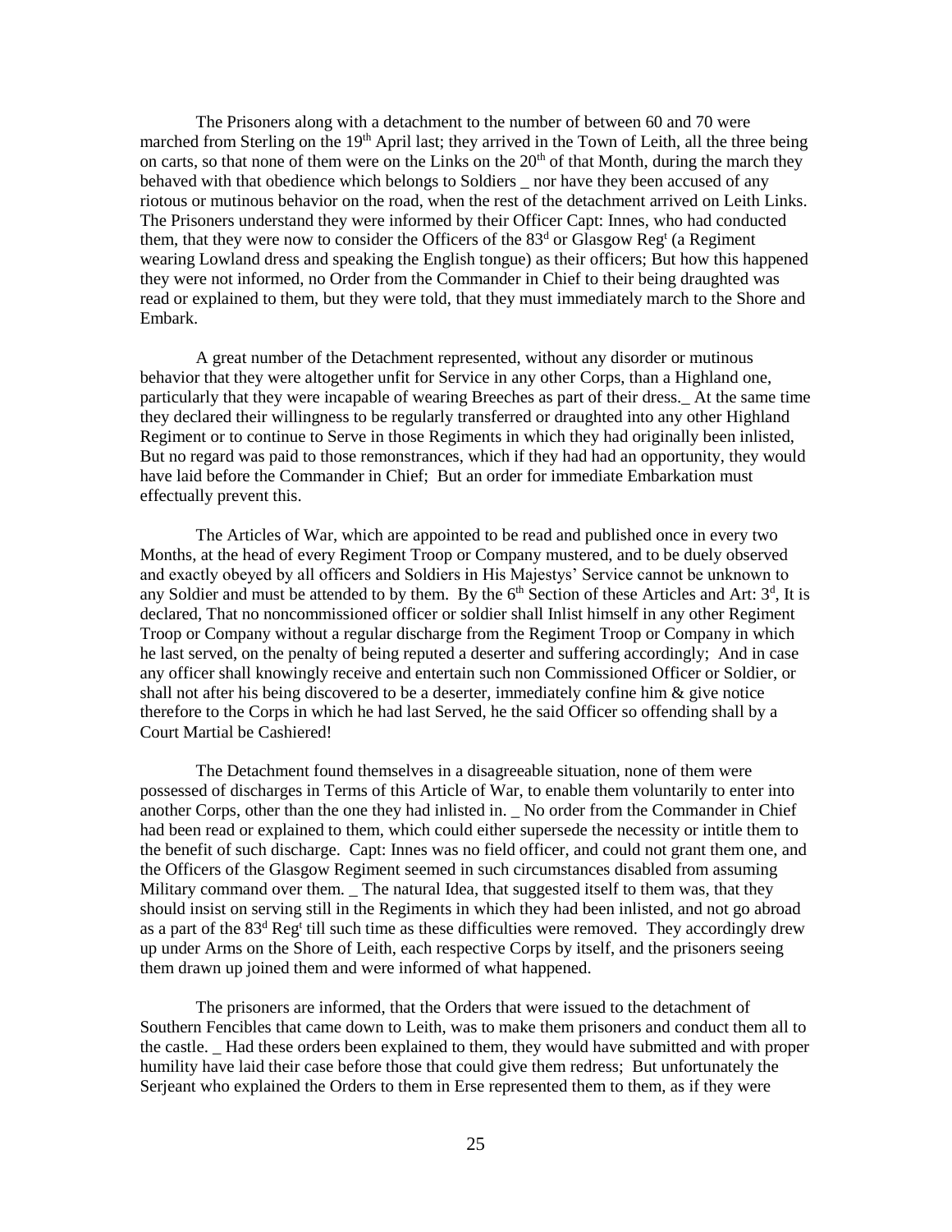The Prisoners along with a detachment to the number of between 60 and 70 were marched from Sterling on the 19th April last; they arrived in the Town of Leith, all the three being on carts, so that none of them were on the Links on the 20th of that Month, during the march they behaved with that obedience which belongs to Soldiers _ nor have they been accused of any riotous or mutinous behavior on the road, when the rest of the detachment arrived on Leith Links. The Prisoners understand they were informed by their Officer Capt: Innes, who had conducted them, that they were now to consider the Officers of the 83d or Glasgow Regt (a Regiment wearing Lowland dress and speaking the English tongue) as their officers; But how this happened they were not informed, no Order from the Commander in Chief to their being draughted was read or explained to them, but they were told, that they must immediately march to the Shore and Embark.

A great number of the Detachment represented, without any disorder or mutinous behavior that they were altogether unfit for Service in any other Corps, than a Highland one, particularly that they were incapable of wearing Breeches as part of their dress._ At the same time they declared their willingness to be regularly transferred or draughted into any other Highland Regiment or to continue to Serve in those Regiments in which they had originally been inlisted, But no regard was paid to those remonstrances, which if they had had an opportunity, they would have laid before the Commander in Chief; But an order for immediate Embarkation must effectually prevent this.

The Articles of War, which are appointed to be read and published once in every two Months, at the head of every Regiment Troop or Company mustered, and to be duely observed and exactly obeyed by all officers and Soldiers in His Majestys' Service cannot be unknown to any Soldier and must be attended to by them. By the 6th Section of these Articles and Art: 3d, It is declared, That no noncommissioned officer or soldier shall Inlist himself in any other Regiment Troop or Company without a regular discharge from the Regiment Troop or Company in which he last served, on the penalty of being reputed a deserter and suffering accordingly; And in case any officer shall knowingly receive and entertain such non Commissioned Officer or Soldier, or shall not after his being discovered to be a deserter, immediately confine him & give notice therefore to the Corps in which he had last Served, he the said Officer so offending shall by a Court Martial be Cashiered!

The Detachment found themselves in a disagreeable situation, none of them were possessed of discharges in Terms of this Article of War, to enable them voluntarily to enter into another Corps, other than the one they had inlisted in. _ No order from the Commander in Chief had been read or explained to them, which could either supersede the necessity or intitle them to the benefit of such discharge. Capt: Innes was no field officer, and could not grant them one, and the Officers of the Glasgow Regiment seemed in such circumstances disabled from assuming Military command over them. _ The natural Idea, that suggested itself to them was, that they should insist on serving still in the Regiments in which they had been inlisted, and not go abroad as a part of the 83d Regt till such time as these difficulties were removed. They accordingly drew up under Arms on the Shore of Leith, each respective Corps by itself, and the prisoners seeing them drawn up joined them and were informed of what happened.

The prisoners are informed, that the Orders that were issued to the detachment of Southern Fencibles that came down to Leith, was to make them prisoners and conduct them all to the castle. _ Had these orders been explained to them, they would have submitted and with proper humility have laid their case before those that could give them redress; But unfortunately the Serjeant who explained the Orders to them in Erse represented them to them, as if they were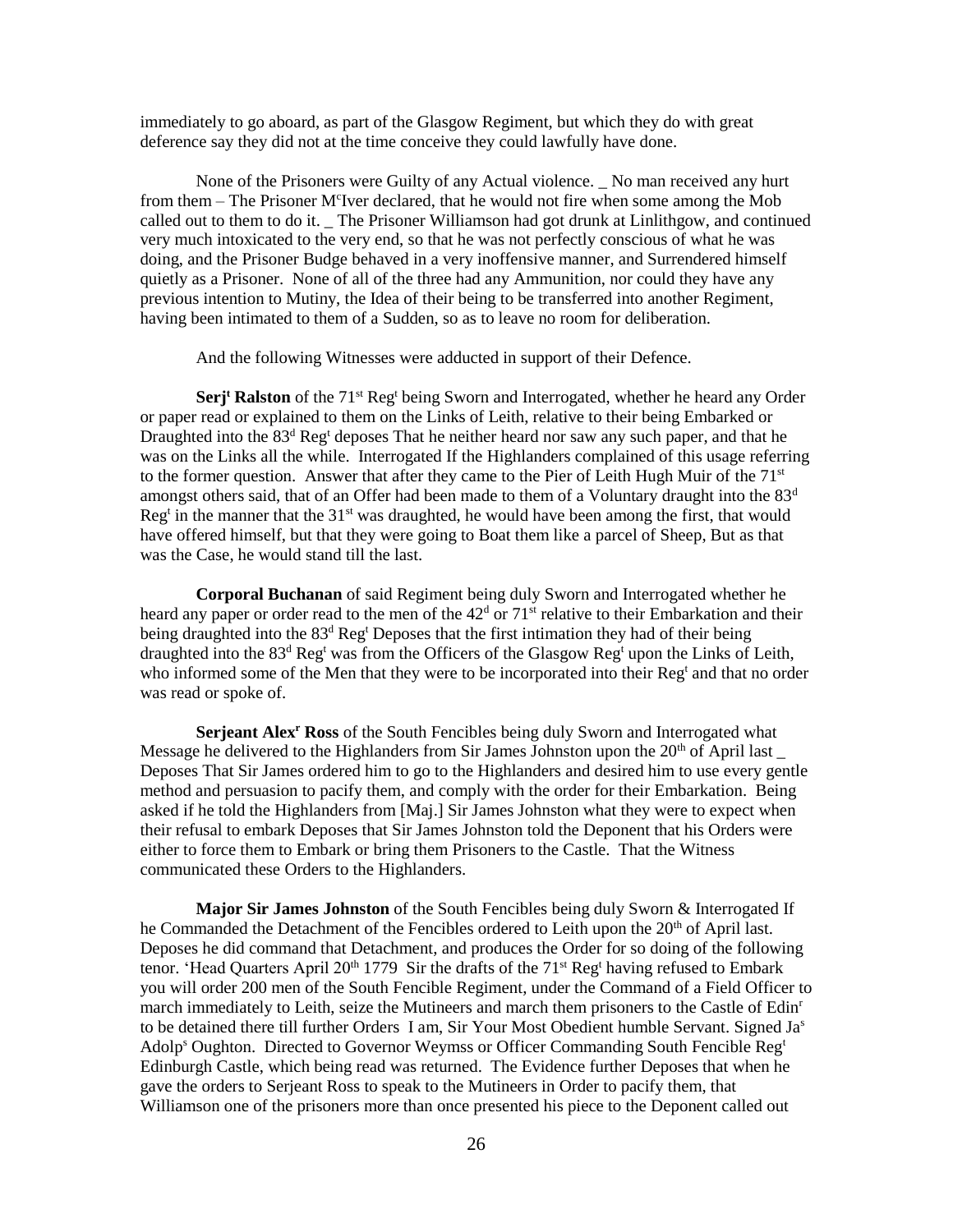immediately to go aboard, as part of the Glasgow Regiment, but which they do with great deference say they did not at the time conceive they could lawfully have done.

None of the Prisoners were Guilty of any Actual violence. _ No man received any hurt from them – The Prisoner M[c]Iver declared, that he would not fire when some among the Mob called out to them to do it. _ The Prisoner Williamson had got drunk at Linlithgow, and continued very much intoxicated to the very end, so that he was not perfectly conscious of what he was doing, and the Prisoner Budge behaved in a very inoffensive manner, and Surrendered himself quietly as a Prisoner. None of all of the three had any Ammunition, nor could they have any previous intention to Mutiny, the Idea of their being to be transferred into another Regiment, having been intimated to them of a Sudden, so as to leave no room for deliberation.

And the following Witnesses were adducted in support of their Defence.

**Serj[t] Ralston** of the 71[st] Reg[t] being Sworn and Interrogated, whether he heard any Order or paper read or explained to them on the Links of Leith, relative to their being Embarked or Draughted into the 83[d] Reg[t] deposes That he neither heard nor saw any such paper, and that he was on the Links all the while. Interrogated If the Highlanders complained of this usage referring to the former question. Answer that after they came to the Pier of Leith Hugh Muir of the 71[st] amongst others said, that of an Offer had been made to them of a Voluntary draught into the 83[d] Reg[t] in the manner that the 31[st] was draughted, he would have been among the first, that would have offered himself, but that they were going to Boat them like a parcel of Sheep, But as that was the Case, he would stand till the last.

**Corporal Buchanan** of said Regiment being duly Sworn and Interrogated whether he heard any paper or order read to the men of the 42[d] or 71[st] relative to their Embarkation and their being draughted into the 83[d] Reg[t] Deposes that the first intimation they had of their being draughted into the 83[d] Reg[t] was from the Officers of the Glasgow Reg[t] upon the Links of Leith, who informed some of the Men that they were to be incorporated into their Reg[t] and that no order was read or spoke of.

**Serjeant Alex[r] Ross** of the South Fencibles being duly Sworn and Interrogated what Message he delivered to the Highlanders from Sir James Johnston upon the 20[th] of April last _ Deposes That Sir James ordered him to go to the Highlanders and desired him to use every gentle method and persuasion to pacify them, and comply with the order for their Embarkation. Being asked if he told the Highlanders from [Maj.] Sir James Johnston what they were to expect when their refusal to embark Deposes that Sir James Johnston told the Deponent that his Orders were either to force them to Embark or bring them Prisoners to the Castle. That the Witness communicated these Orders to the Highlanders.

**Major Sir James Johnston** of the South Fencibles being duly Sworn & Interrogated If he Commanded the Detachment of the Fencibles ordered to Leith upon the 20[th] of April last. Deposes he did command that Detachment, and produces the Order for so doing of the following tenor. 'Head Quarters April 20[th] 1779 Sir the drafts of the 71[st] Reg[t] having refused to Embark you will order 200 men of the South Fencible Regiment, under the Command of a Field Officer to march immediately to Leith, seize the Mutineers and march them prisoners to the Castle of Edin[r] to be detained there till further Orders I am, Sir Your Most Obedient humble Servant. Signed Ja[s] Adolp[s] Oughton. Directed to Governor Weymss or Officer Commanding South Fencible Reg[t] Edinburgh Castle, which being read was returned. The Evidence further Deposes that when he gave the orders to Serjeant Ross to speak to the Mutineers in Order to pacify them, that Williamson one of the prisoners more than once presented his piece to the Deponent called out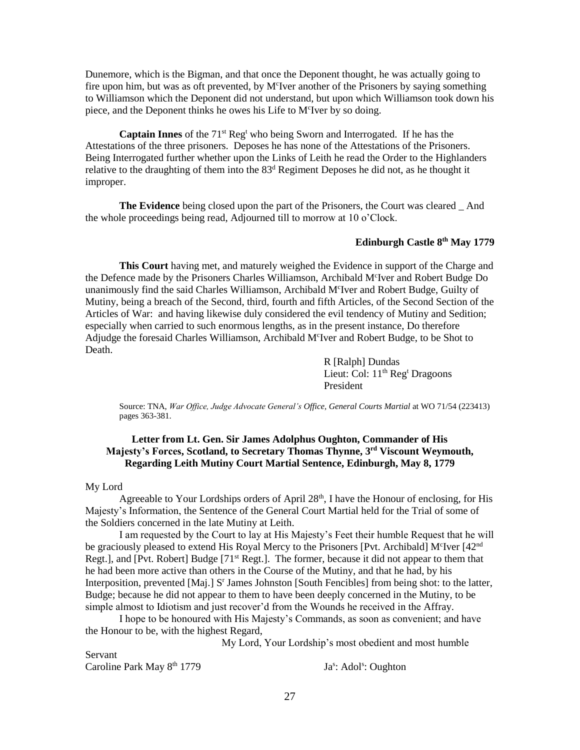Dunemore, which is the Bigman, and that once the Deponent thought, he was actually going to fire upon him, but was as oft prevented, by M[c]Iver another of the Prisoners by saying something to Williamson which the Deponent did not understand, but upon which Williamson took down his piece, and the Deponent thinks he owes his Life to M[c]Iver by so doing.

**Captain Innes** of the 71[st] Reg[t] who being Sworn and Interrogated. If he has the Attestations of the three prisoners. Deposes he has none of the Attestations of the Prisoners. Being Interrogated further whether upon the Links of Leith he read the Order to the Highlanders relative to the draughting of them into the 83[d] Regiment Deposes he did not, as he thought it improper.

**The Evidence** being closed upon the part of the Prisoners, the Court was cleared _ And the whole proceedings being read, Adjourned till to morrow at 10 o'Clock.

**Edinburgh Castle 8[th] May 1779**

**This Court** having met, and maturely weighed the Evidence in support of the Charge and the Defence made by the Prisoners Charles Williamson, Archibald M[c]Iver and Robert Budge Do unanimously find the said Charles Williamson, Archibald M[c]Iver and Robert Budge, Guilty of Mutiny, being a breach of the Second, third, fourth and fifth Articles, of the Second Section of the Articles of War: and having likewise duly considered the evil tendency of Mutiny and Sedition; especially when carried to such enormous lengths, as in the present instance, Do therefore Adjudge the foresaid Charles Williamson, Archibald M[c]Iver and Robert Budge, to be Shot to Death.

R [Ralph] Dundas
Lieut: Col: 11[th] Reg[t] Dragoons
President

Source: TNA, *War Office, Judge Advocate General's Office, General Courts Martial* at WO 71/54 (223413) pages 363-381.

### Letter from Lt. Gen. Sir James Adolphus Oughton, Commander of His Majesty's Forces, Scotland, to Secretary Thomas Thynne, 3[rd] Viscount Weymouth, Regarding Leith Mutiny Court Martial Sentence, Edinburgh, May 8, 1779

My Lord

Agreeable to Your Lordships orders of April 28[th], I have the Honour of enclosing, for His Majesty's Information, the Sentence of the General Court Martial held for the Trial of some of the Soldiers concerned in the late Mutiny at Leith.

I am requested by the Court to lay at His Majesty's Feet their humble Request that he will be graciously pleased to extend His Royal Mercy to the Prisoners [Pvt. Archibald] M[c]Iver [42[nd] Regt.], and [Pvt. Robert] Budge [71[st] Regt.]. The former, because it did not appear to them that he had been more active than others in the Course of the Mutiny, and that he had, by his Interposition, prevented [Maj.] S[r] James Johnston [South Fencibles] from being shot: to the latter, Budge; because he did not appear to them to have been deeply concerned in the Mutiny, to be simple almost to Idiotism and just recover'd from the Wounds he received in the Affray.

I hope to be honoured with His Majesty's Commands, as soon as convenient; and have the Honour to be, with the highest Regard,

My Lord, Your Lordship's most obedient and most humble Servant

Caroline Park May 8[th] 1779

Ja[s]: Adol[s]: Oughton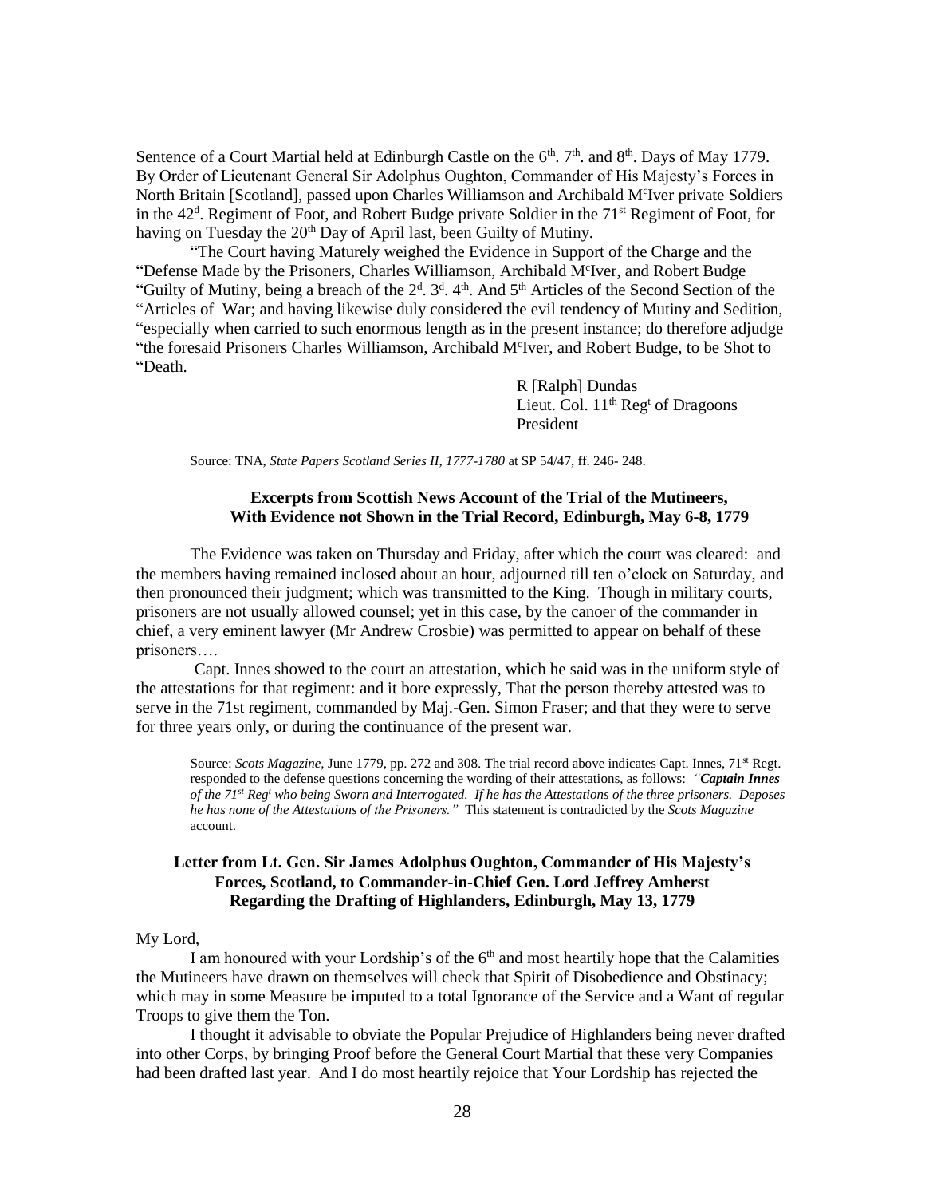Sentence of a Court Martial held at Edinburgh Castle on the 6th. 7th. and 8th. Days of May 1779. By Order of Lieutenant General Sir Adolphus Oughton, Commander of His Majesty's Forces in North Britain [Scotland], passed upon Charles Williamson and Archibald McIver private Soldiers in the 42d. Regiment of Foot, and Robert Budge private Soldier in the 71st Regiment of Foot, for having on Tuesday the 20th Day of April last, been Guilty of Mutiny.

"The Court having Maturely weighed the Evidence in Support of the Charge and the "Defense Made by the Prisoners, Charles Williamson, Archibald McIver, and Robert Budge "Guilty of Mutiny, being a breach of the 2d. 3d. 4th. And 5th Articles of the Second Section of the "Articles of War; and having likewise duly considered the evil tendency of Mutiny and Sedition, "especially when carried to such enormous length as in the present instance; do therefore adjudge "the foresaid Prisoners Charles Williamson, Archibald McIver, and Robert Budge, to be Shot to "Death.

R [Ralph] Dundas
Lieut. Col. 11th Regt of Dragoons
President

Source: TNA, *State Papers Scotland Series II, 1777-1780* at SP 54/47, ff. 246- 248.

### Excerpts from Scottish News Account of the Trial of the Mutineers, With Evidence not Shown in the Trial Record, Edinburgh, May 6-8, 1779

The Evidence was taken on Thursday and Friday, after which the court was cleared: and the members having remained inclosed about an hour, adjourned till ten o'clock on Saturday, and then pronounced their judgment; which was transmitted to the King. Though in military courts, prisoners are not usually allowed counsel; yet in this case, by the canoer of the commander in chief, a very eminent lawyer (Mr Andrew Crosbie) was permitted to appear on behalf of these prisoners….

Capt. Innes showed to the court an attestation, which he said was in the uniform style of the attestations for that regiment: and it bore expressly, That the person thereby attested was to serve in the 71st regiment, commanded by Maj.-Gen. Simon Fraser; and that they were to serve for three years only, or during the continuance of the present war.

> Source: *Scots Magazine,* June 1779, pp. 272 and 308. The trial record above indicates Capt. Innes, 71st Regt. responded to the defense questions concerning the wording of their attestations, as follows: *"**Captain Innes** of the 71st Regt who being Sworn and Interrogated. If he has the Attestations of the three prisoners. Deposes he has none of the Attestations of the Prisoners."* This statement is contradicted by the *Scots Magazine* account.

### Letter from Lt. Gen. Sir James Adolphus Oughton, Commander of His Majesty's Forces, Scotland, to Commander-in-Chief Gen. Lord Jeffrey Amherst Regarding the Drafting of Highlanders, Edinburgh, May 13, 1779

My Lord,

I am honoured with your Lordship's of the 6th and most heartily hope that the Calamities the Mutineers have drawn on themselves will check that Spirit of Disobedience and Obstinacy; which may in some Measure be imputed to a total Ignorance of the Service and a Want of regular Troops to give them the Ton.

I thought it advisable to obviate the Popular Prejudice of Highlanders being never drafted into other Corps, by bringing Proof before the General Court Martial that these very Companies had been drafted last year. And I do most heartily rejoice that Your Lordship has rejected the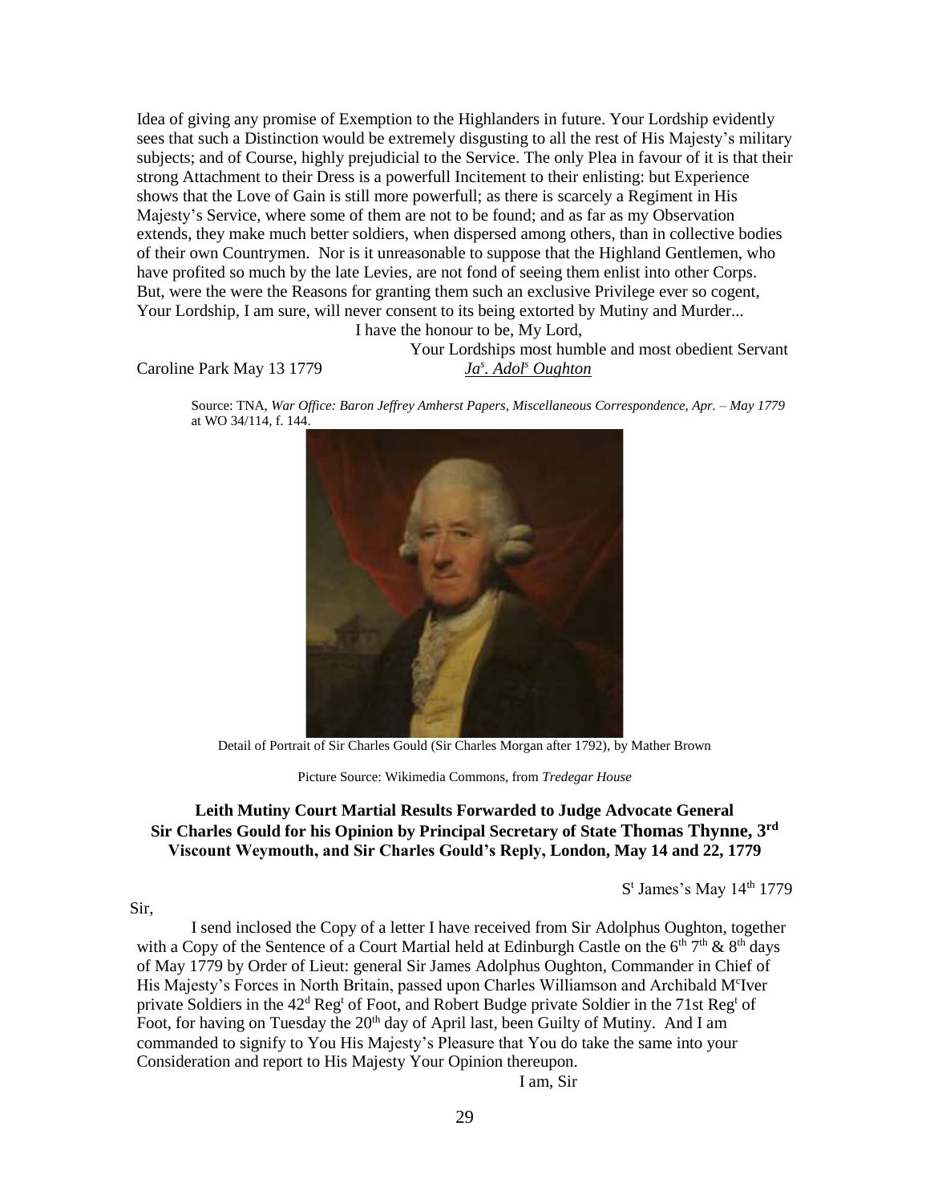Idea of giving any promise of Exemption to the Highlanders in future. Your Lordship evidently sees that such a Distinction would be extremely disgusting to all the rest of His Majesty's military subjects; and of Course, highly prejudicial to the Service. The only Plea in favour of it is that their strong Attachment to their Dress is a powerfull Incitement to their enlisting: but Experience shows that the Love of Gain is still more powerfull; as there is scarcely a Regiment in His Majesty's Service, where some of them are not to be found; and as far as my Observation extends, they make much better soldiers, when dispersed among others, than in collective bodies of their own Countrymen. Nor is it unreasonable to suppose that the Highland Gentlemen, who have profited so much by the late Levies, are not fond of seeing them enlist into other Corps. But, were the were the Reasons for granting them such an exclusive Privilege ever so cogent, Your Lordship, I am sure, will never consent to its being extorted by Mutiny and Murder...

I have the honour to be, My Lord,

Your Lordships most humble and most obedient Servant

Caroline Park May 13 1779 *Ja[s]. Adol[s] Oughton*

Source: TNA, *War Office: Baron Jeffrey Amherst Papers, Miscellaneous Correspondence, Apr. – May 1779* at WO 34/114, f. 144.

Detail of Portrait of Sir Charles Gould (Sir Charles Morgan after 1792), by Mather Brown

Picture Source: Wikimedia Commons, from *Tredegar House*

### Leith Mutiny Court Martial Results Forwarded to Judge Advocate General Sir Charles Gould for his Opinion by Principal Secretary of State Thomas Thynne, 3rd Viscount Weymouth, and Sir Charles Gould's Reply, London, May 14 and 22, 1779

S[t] James's May 14[th] 1779

Sir,

I send inclosed the Copy of a letter I have received from Sir Adolphus Oughton, together with a Copy of the Sentence of a Court Martial held at Edinburgh Castle on the 6[th] 7[th] & 8[th] days of May 1779 by Order of Lieut: general Sir James Adolphus Oughton, Commander in Chief of His Majesty's Forces in North Britain, passed upon Charles Williamson and Archibald M[c]Iver private Soldiers in the 42[d] Reg[t] of Foot, and Robert Budge private Soldier in the 71st Reg[t] of Foot, for having on Tuesday the 20[th] day of April last, been Guilty of Mutiny. And I am commanded to signify to You His Majesty's Pleasure that You do take the same into your Consideration and report to His Majesty Your Opinion thereupon.

I am, Sir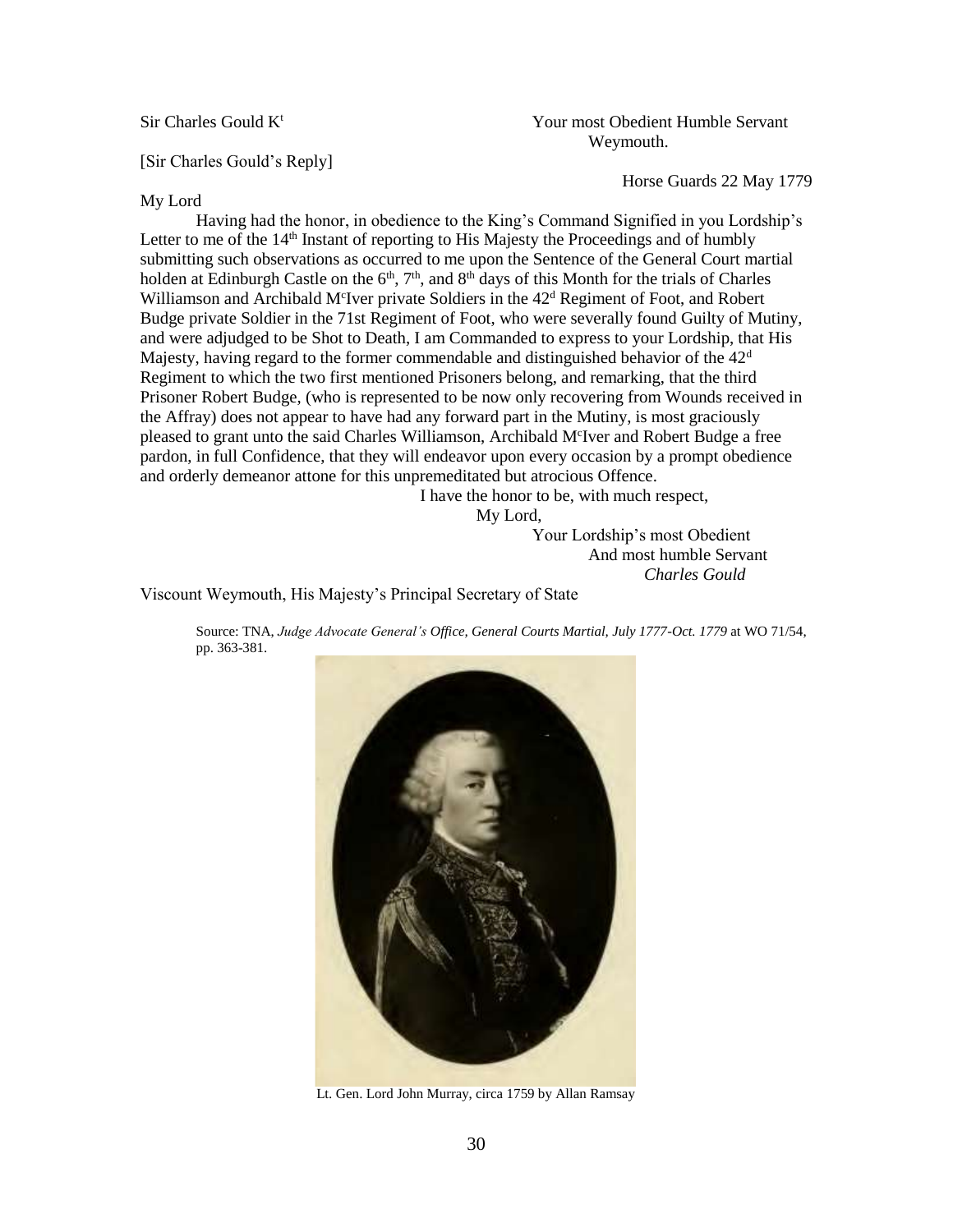Sir Charles Gould Kt

Your most Obedient Humble Servant
Weymouth.

[Sir Charles Gould's Reply]

Horse Guards 22 May 1779

My Lord

Having had the honor, in obedience to the King's Command Signified in you Lordship's Letter to me of the 14th Instant of reporting to His Majesty the Proceedings and of humbly submitting such observations as occurred to me upon the Sentence of the General Court martial holden at Edinburgh Castle on the 6th, 7th, and 8th days of this Month for the trials of Charles Williamson and Archibald McIver private Soldiers in the 42d Regiment of Foot, and Robert Budge private Soldier in the 71st Regiment of Foot, who were severally found Guilty of Mutiny, and were adjudged to be Shot to Death, I am Commanded to express to your Lordship, that His Majesty, having regard to the former commendable and distinguished behavior of the 42d Regiment to which the two first mentioned Prisoners belong, and remarking, that the third Prisoner Robert Budge, (who is represented to be now only recovering from Wounds received in the Affray) does not appear to have had any forward part in the Mutiny, is most graciously pleased to grant unto the said Charles Williamson, Archibald McIver and Robert Budge a free pardon, in full Confidence, that they will endeavor upon every occasion by a prompt obedience and orderly demeanor attone for this unpremeditated but atrocious Offence.

I have the honor to be, with much respect,
My Lord,
Your Lordship's most Obedient
And most humble Servant
*Charles Gould*

Viscount Weymouth, His Majesty's Principal Secretary of State

Source: TNA, *Judge Advocate General's Office, General Courts Martial, July 1777-Oct. 1779* at WO 71/54, pp. 363-381.

Lt. Gen. Lord John Murray, circa 1759 by Allan Ramsay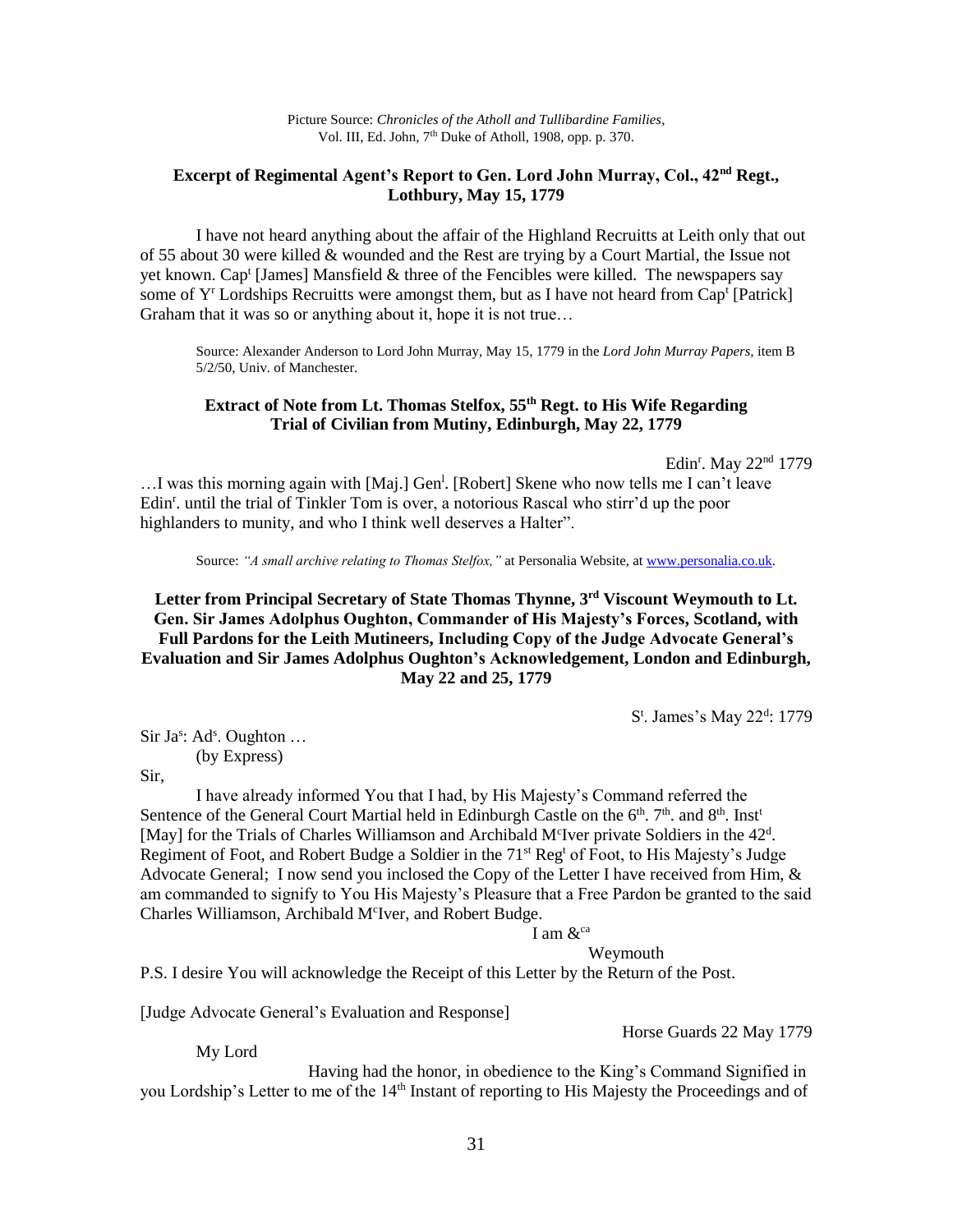Picture Source: *Chronicles of the Atholl and Tullibardine Families*, Vol. III, Ed. John, 7th Duke of Atholl, 1908, opp. p. 370.

### Excerpt of Regimental Agent's Report to Gen. Lord John Murray, Col., 42nd Regt., Lothbury, May 15, 1779

I have not heard anything about the affair of the Highland Recruitts at Leith only that out of 55 about 30 were killed & wounded and the Rest are trying by a Court Martial, the Issue not yet known. Capt [James] Mansfield & three of the Fencibles were killed. The newspapers say some of Yr Lordships Recruitts were amongst them, but as I have not heard from Capt [Patrick] Graham that it was so or anything about it, hope it is not true…

Source: Alexander Anderson to Lord John Murray, May 15, 1779 in the *Lord John Murray Papers*, item B 5/2/50, Univ. of Manchester.

### Extract of Note from Lt. Thomas Stelfox, 55th Regt. to His Wife Regarding Trial of Civilian from Mutiny, Edinburgh, May 22, 1779

Edinr. May 22nd 1779

…I was this morning again with [Maj.] Genl. [Robert] Skene who now tells me I can't leave Edinr. until the trial of Tinkler Tom is over, a notorious Rascal who stirr'd up the poor highlanders to munity, and who I think well deserves a Halter".

Source: *"A small archive relating to Thomas Stelfox,"* at Personalia Website, at www.personalia.co.uk.

### Letter from Principal Secretary of State Thomas Thynne, 3rd Viscount Weymouth to Lt. Gen. Sir James Adolphus Oughton, Commander of His Majesty's Forces, Scotland, with Full Pardons for the Leith Mutineers, Including Copy of the Judge Advocate General's Evaluation and Sir James Adolphus Oughton's Acknowledgement, London and Edinburgh, May 22 and 25, 1779

St. James's May 22d: 1779

Sir Jas: Ads. Oughton …
(by Express)

Sir,

I have already informed You that I had, by His Majesty's Command referred the Sentence of the General Court Martial held in Edinburgh Castle on the 6th. 7th. and 8th. Instt [May] for the Trials of Charles Williamson and Archibald McIver private Soldiers in the 42d. Regiment of Foot, and Robert Budge a Soldier in the 71st Regt of Foot, to His Majesty's Judge Advocate General; I now send you inclosed the Copy of the Letter I have received from Him, & am commanded to signify to You His Majesty's Pleasure that a Free Pardon be granted to the said Charles Williamson, Archibald McIver, and Robert Budge.

I am &ca

Weymouth

P.S. I desire You will acknowledge the Receipt of this Letter by the Return of the Post.

[Judge Advocate General's Evaluation and Response]

Horse Guards 22 May 1779

My Lord

Having had the honor, in obedience to the King's Command Signified in you Lordship's Letter to me of the 14th Instant of reporting to His Majesty the Proceedings and of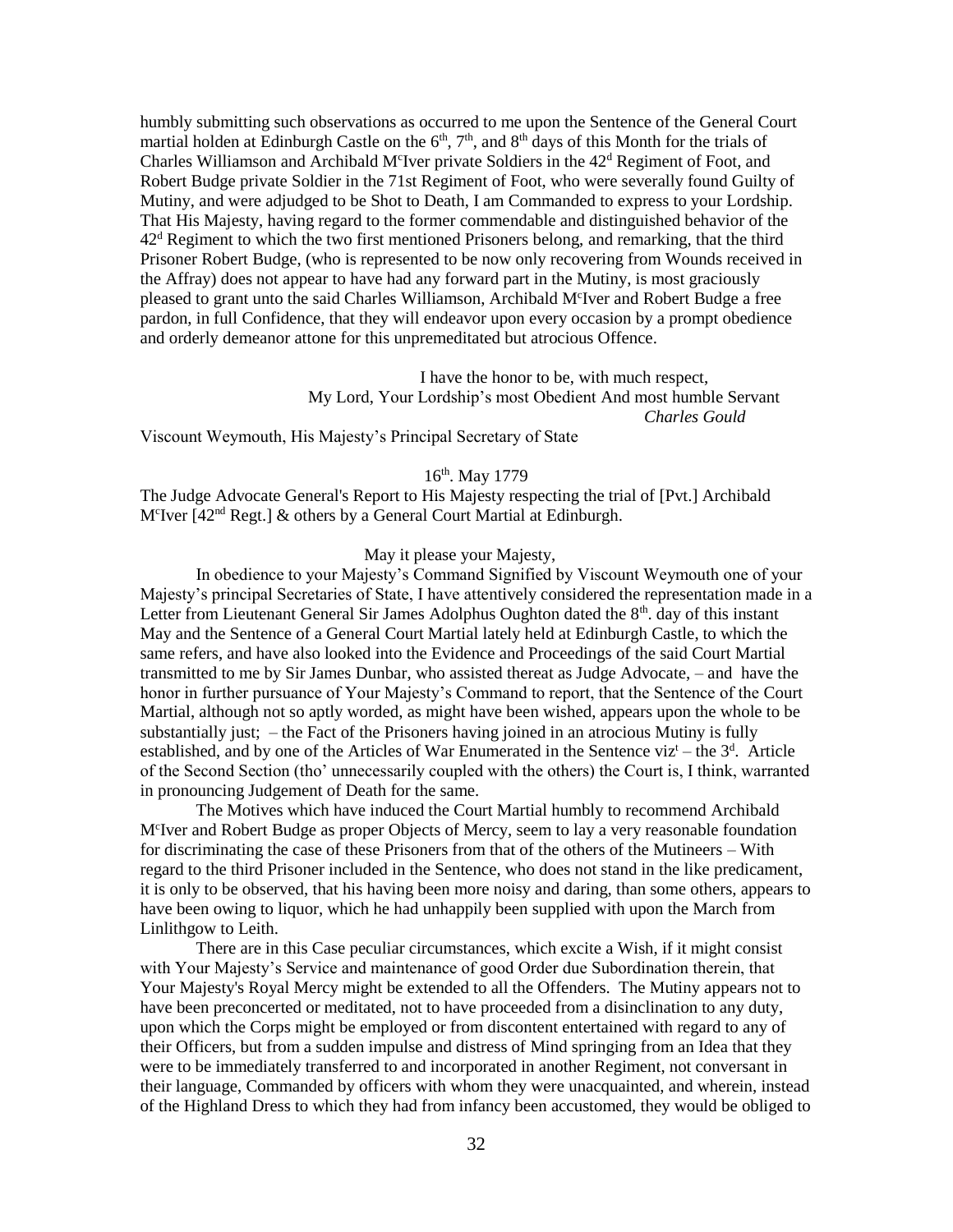humbly submitting such observations as occurred to me upon the Sentence of the General Court martial holden at Edinburgh Castle on the 6th, 7th, and 8th days of this Month for the trials of Charles Williamson and Archibald McIver private Soldiers in the 42d Regiment of Foot, and Robert Budge private Soldier in the 71st Regiment of Foot, who were severally found Guilty of Mutiny, and were adjudged to be Shot to Death, I am Commanded to express to your Lordship. That His Majesty, having regard to the former commendable and distinguished behavior of the 42d Regiment to which the two first mentioned Prisoners belong, and remarking, that the third Prisoner Robert Budge, (who is represented to be now only recovering from Wounds received in the Affray) does not appear to have had any forward part in the Mutiny, is most graciously pleased to grant unto the said Charles Williamson, Archibald McIver and Robert Budge a free pardon, in full Confidence, that they will endeavor upon every occasion by a prompt obedience and orderly demeanor attone for this unpremeditated but atrocious Offence.

I have the honor to be, with much respect,
My Lord, Your Lordship's most Obedient And most humble Servant
*Charles Gould*

Viscount Weymouth, His Majesty's Principal Secretary of State

16th. May 1779

The Judge Advocate General's Report to His Majesty respecting the trial of [Pvt.] Archibald McIver [42nd Regt.] & others by a General Court Martial at Edinburgh.

May it please your Majesty,

In obedience to your Majesty's Command Signified by Viscount Weymouth one of your Majesty's principal Secretaries of State, I have attentively considered the representation made in a Letter from Lieutenant General Sir James Adolphus Oughton dated the 8th. day of this instant May and the Sentence of a General Court Martial lately held at Edinburgh Castle, to which the same refers, and have also looked into the Evidence and Proceedings of the said Court Martial transmitted to me by Sir James Dunbar, who assisted thereat as Judge Advocate, – and have the honor in further pursuance of Your Majesty's Command to report, that the Sentence of the Court Martial, although not so aptly worded, as might have been wished, appears upon the whole to be substantially just; – the Fact of the Prisoners having joined in an atrocious Mutiny is fully established, and by one of the Articles of War Enumerated in the Sentence vizt – the 3d. Article of the Second Section (tho' unnecessarily coupled with the others) the Court is, I think, warranted in pronouncing Judgement of Death for the same.

The Motives which have induced the Court Martial humbly to recommend Archibald McIver and Robert Budge as proper Objects of Mercy, seem to lay a very reasonable foundation for discriminating the case of these Prisoners from that of the others of the Mutineers – With regard to the third Prisoner included in the Sentence, who does not stand in the like predicament, it is only to be observed, that his having been more noisy and daring, than some others, appears to have been owing to liquor, which he had unhappily been supplied with upon the March from Linlithgow to Leith.

There are in this Case peculiar circumstances, which excite a Wish, if it might consist with Your Majesty's Service and maintenance of good Order due Subordination therein, that Your Majesty's Royal Mercy might be extended to all the Offenders. The Mutiny appears not to have been preconcerted or meditated, not to have proceeded from a disinclination to any duty, upon which the Corps might be employed or from discontent entertained with regard to any of their Officers, but from a sudden impulse and distress of Mind springing from an Idea that they were to be immediately transferred to and incorporated in another Regiment, not conversant in their language, Commanded by officers with whom they were unacquainted, and wherein, instead of the Highland Dress to which they had from infancy been accustomed, they would be obliged to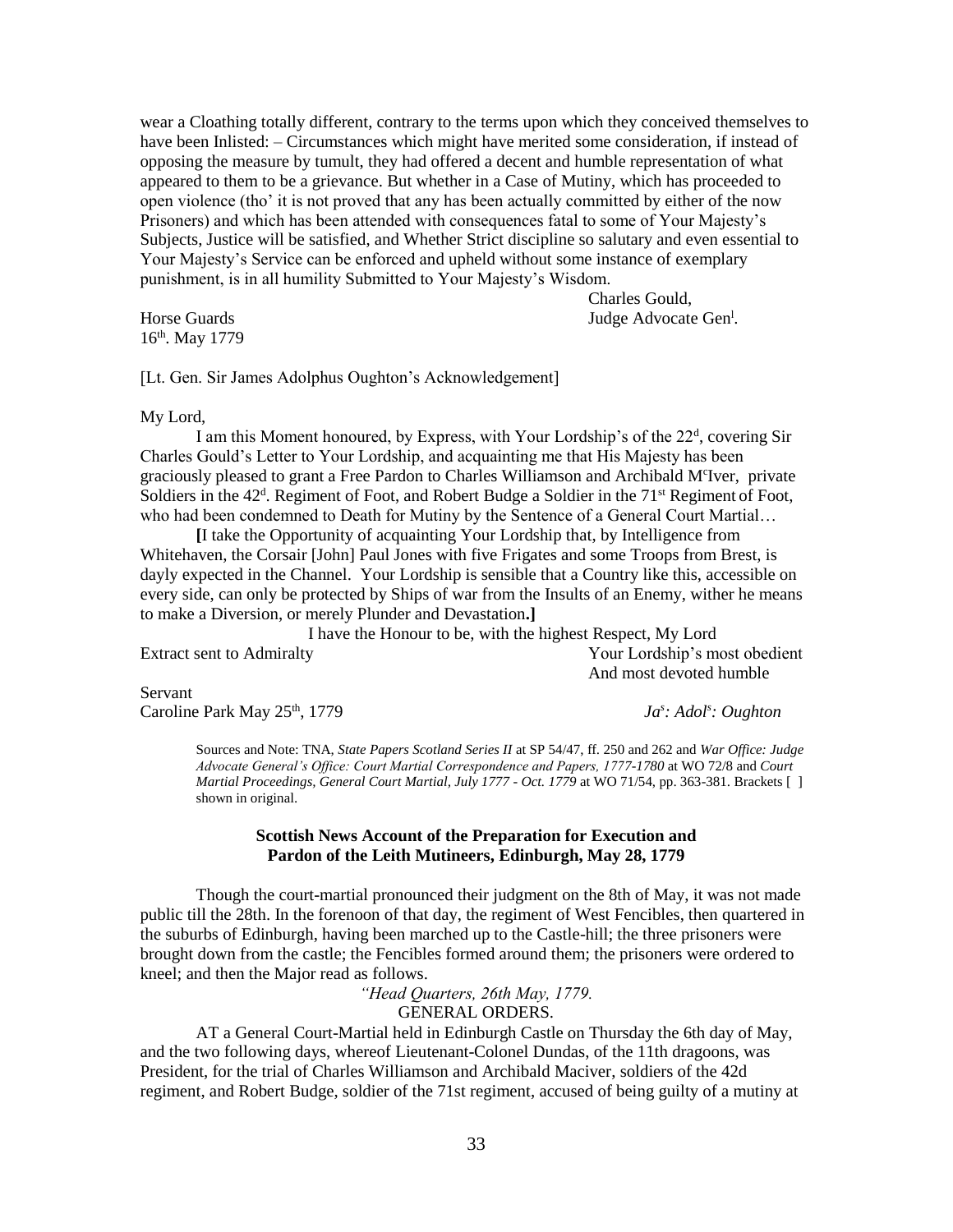wear a Cloathing totally different, contrary to the terms upon which they conceived themselves to have been Inlisted: – Circumstances which might have merited some consideration, if instead of opposing the measure by tumult, they had offered a decent and humble representation of what appeared to them to be a grievance. But whether in a Case of Mutiny, which has proceeded to open violence (tho' it is not proved that any has been actually committed by either of the now Prisoners) and which has been attended with consequences fatal to some of Your Majesty's Subjects, Justice will be satisfied, and Whether Strict discipline so salutary and even essential to Your Majesty's Service can be enforced and upheld without some instance of exemplary punishment, is in all humility Submitted to Your Majesty's Wisdom.

Charles Gould,
Judge Advocate Gen[l].

Horse Guards
16[th]. May 1779

[Lt. Gen. Sir James Adolphus Oughton's Acknowledgement]

My Lord,

I am this Moment honoured, by Express, with Your Lordship's of the 22[d], covering Sir Charles Gould's Letter to Your Lordship, and acquainting me that His Majesty has been graciously pleased to grant a Free Pardon to Charles Williamson and Archibald M[c]Iver, private Soldiers in the 42[d]. Regiment of Foot, and Robert Budge a Soldier in the 71[st] Regiment of Foot, who had been condemned to Death for Mutiny by the Sentence of a General Court Martial…

**[**I take the Opportunity of acquainting Your Lordship that, by Intelligence from Whitehaven, the Corsair [John] Paul Jones with five Frigates and some Troops from Brest, is dayly expected in the Channel. Your Lordship is sensible that a Country like this, accessible on every side, can only be protected by Ships of war from the Insults of an Enemy, wither he means to make a Diversion, or merely Plunder and Devastation**.]**

I have the Honour to be, with the highest Respect, My Lord
Your Lordship's most obedient
And most devoted humble
Servant

Extract sent to Admiralty

Caroline Park May 25[th], 1779

*Ja[s]: Adol[s]: Oughton*

Sources and Note: TNA, *State Papers Scotland Series II* at SP 54/47, ff. 250 and 262 and *War Office: Judge Advocate General's Office: Court Martial Correspondence and Papers, 1777-1780* at WO 72/8 and *Court Martial Proceedings, General Court Martial, July 1777 - Oct. 1779* at WO 71/54, pp. 363-381. Brackets [ ] shown in original.

### Scottish News Account of the Preparation for Execution and Pardon of the Leith Mutineers, Edinburgh, May 28, 1779

Though the court-martial pronounced their judgment on the 8th of May, it was not made public till the 28th. In the forenoon of that day, the regiment of West Fencibles, then quartered in the suburbs of Edinburgh, having been marched up to the Castle-hill; the three prisoners were brought down from the castle; the Fencibles formed around them; the prisoners were ordered to kneel; and then the Major read as follows.

*"Head Quarters, 26th May, 1779.*
GENERAL ORDERS.

AT a General Court-Martial held in Edinburgh Castle on Thursday the 6th day of May, and the two following days, whereof Lieutenant-Colonel Dundas, of the 11th dragoons, was President, for the trial of Charles Williamson and Archibald Maciver, soldiers of the 42d regiment, and Robert Budge, soldier of the 71st regiment, accused of being guilty of a mutiny at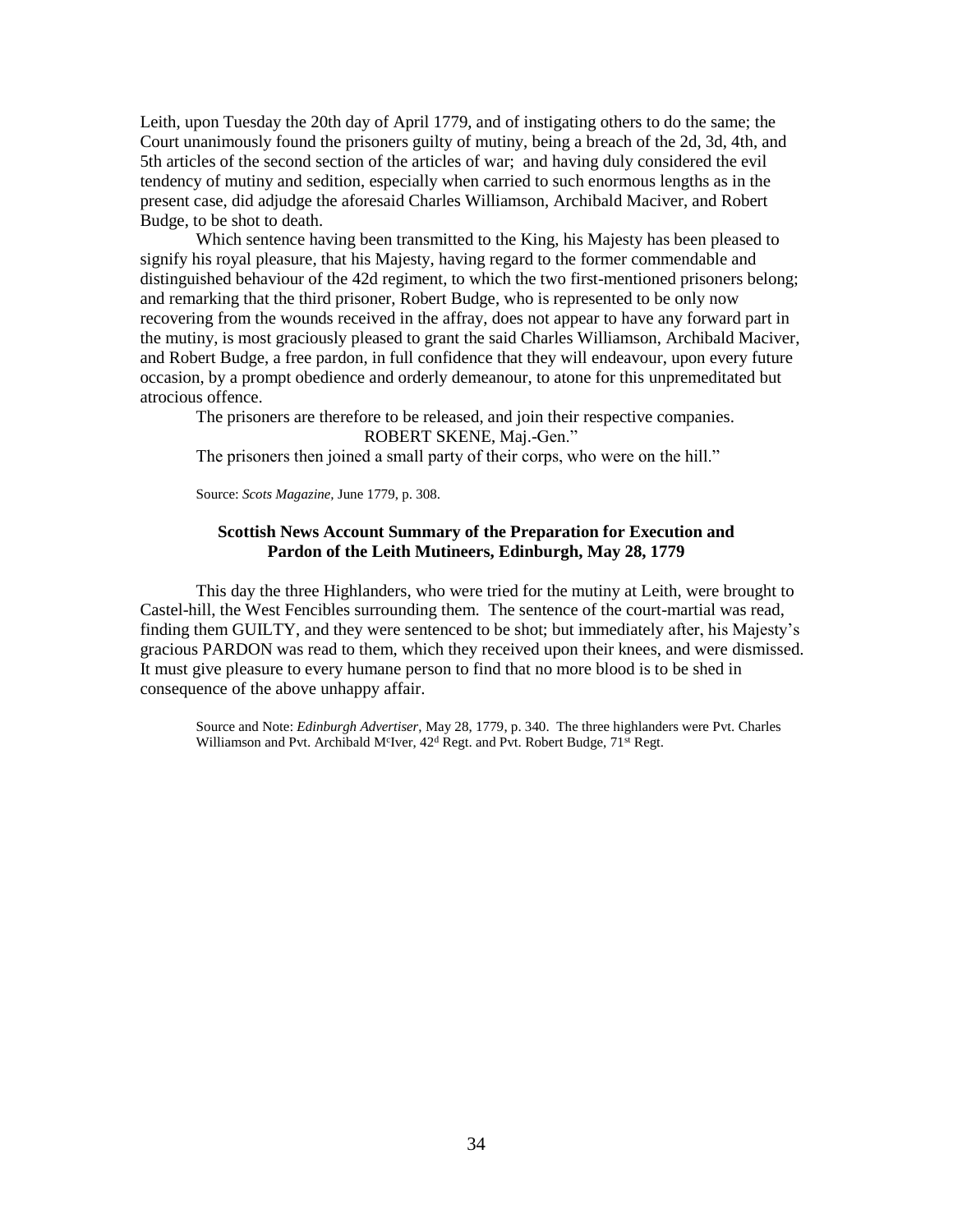Leith, upon Tuesday the 20th day of April 1779, and of instigating others to do the same; the Court unanimously found the prisoners guilty of mutiny, being a breach of the 2d, 3d, 4th, and 5th articles of the second section of the articles of war; and having duly considered the evil tendency of mutiny and sedition, especially when carried to such enormous lengths as in the present case, did adjudge the aforesaid Charles Williamson, Archibald Maciver, and Robert Budge, to be shot to death.

Which sentence having been transmitted to the King, his Majesty has been pleased to signify his royal pleasure, that his Majesty, having regard to the former commendable and distinguished behaviour of the 42d regiment, to which the two first-mentioned prisoners belong; and remarking that the third prisoner, Robert Budge, who is represented to be only now recovering from the wounds received in the affray, does not appear to have any forward part in the mutiny, is most graciously pleased to grant the said Charles Williamson, Archibald Maciver, and Robert Budge, a free pardon, in full confidence that they will endeavour, upon every future occasion, by a prompt obedience and orderly demeanour, to atone for this unpremeditated but atrocious offence.

The prisoners are therefore to be released, and join their respective companies.

ROBERT SKENE, Maj.-Gen."

The prisoners then joined a small party of their corps, who were on the hill."

Source: *Scots Magazine*, June 1779, p. 308.

### Scottish News Account Summary of the Preparation for Execution and Pardon of the Leith Mutineers, Edinburgh, May 28, 1779

This day the three Highlanders, who were tried for the mutiny at Leith, were brought to Castel-hill, the West Fencibles surrounding them. The sentence of the court-martial was read, finding them GUILTY, and they were sentenced to be shot; but immediately after, his Majesty's gracious PARDON was read to them, which they received upon their knees, and were dismissed. It must give pleasure to every humane person to find that no more blood is to be shed in consequence of the above unhappy affair.

Source and Note: *Edinburgh Advertiser*, May 28, 1779, p. 340. The three highlanders were Pvt. Charles Williamson and Pvt. Archibald M[c]Iver, 42[d] Regt. and Pvt. Robert Budge, 71[st] Regt.